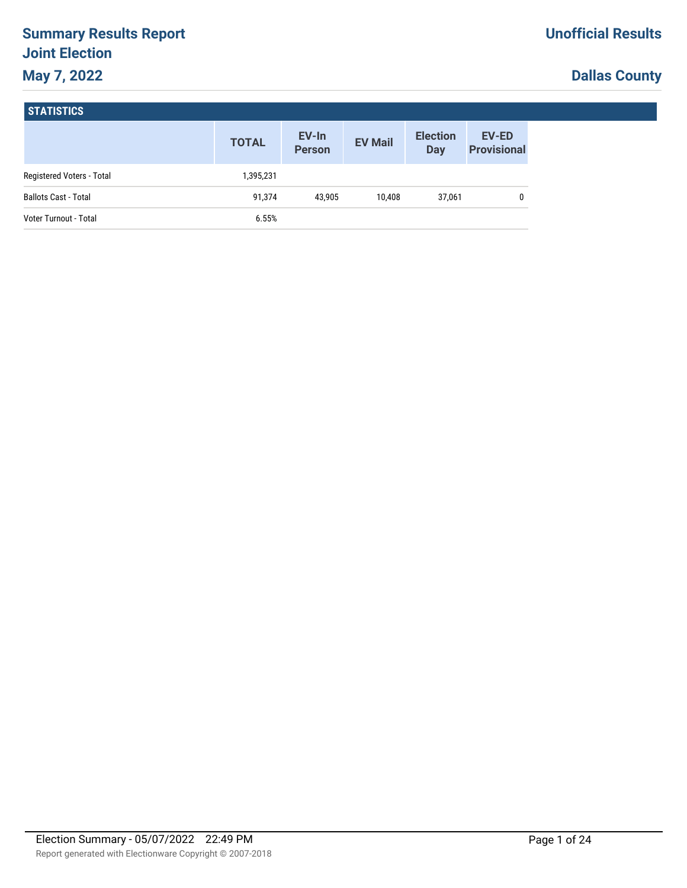# Summary Results Report
# Joint Election
# May 7, 2022

**Unofficial Results**

**Dallas County**

## STATISTICS

| | TOTAL | EV-In Person | EV Mail | Election Day | EV-ED Provisional |
|---|---|---|---|---|---|
| Registered Voters - Total | 1,395,231 | | | | |
| Ballots Cast - Total | 91,374 | 43,905 | 10,408 | 37,061 | 0 |
| Voter Turnout - Total | 6.55% | | | | |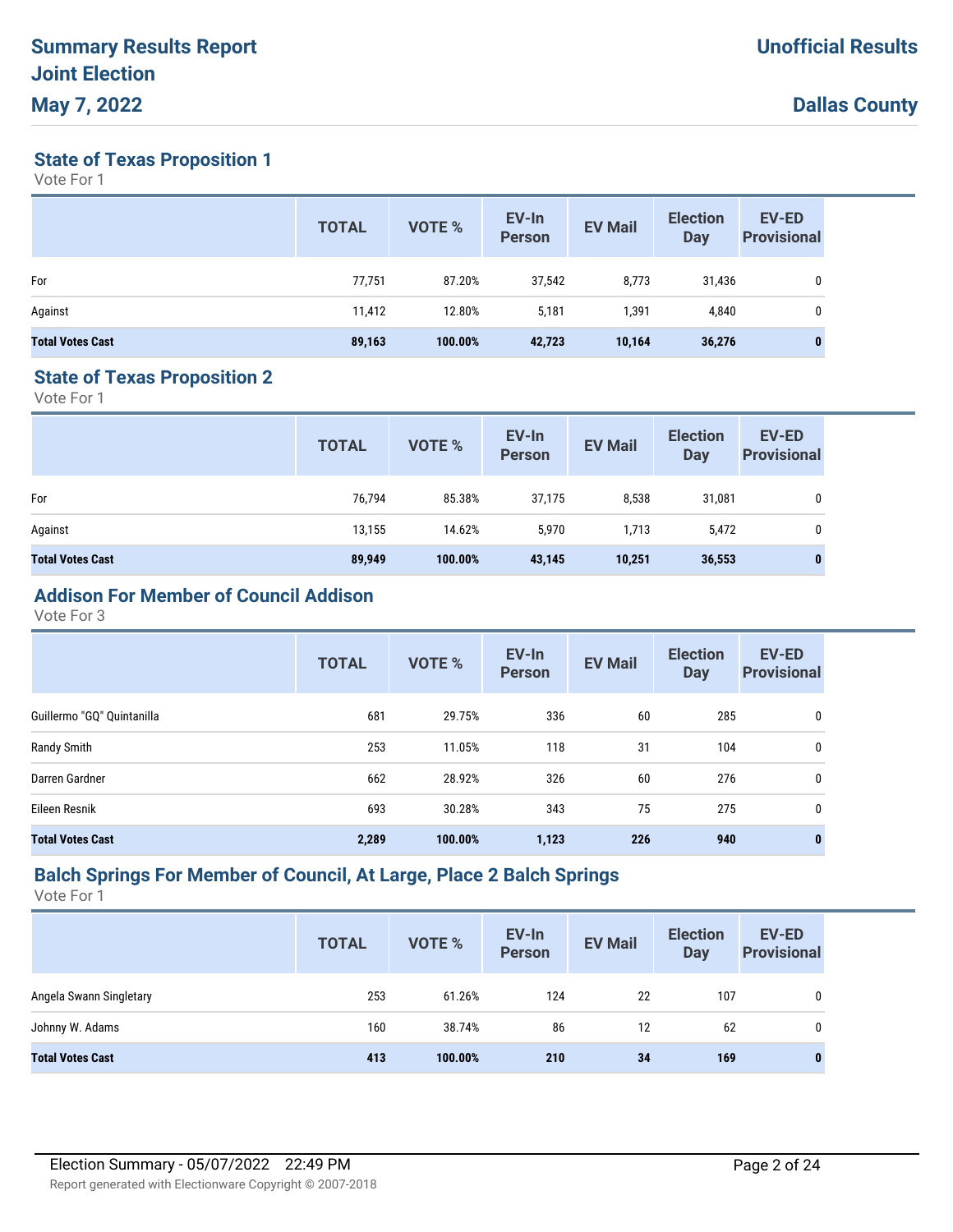# Summary Results Report
# Joint Election
# May 7, 2022

**Unofficial Results**

**Dallas County**

### State of Texas Proposition 1

Vote For 1

| | TOTAL | VOTE % | EV-In Person | EV Mail | Election Day | EV-ED Provisional |
|---|---|---|---|---|---|---|
| For | 77,751 | 87.20% | 37,542 | 8,773 | 31,436 | 0 |
| Against | 11,412 | 12.80% | 5,181 | 1,391 | 4,840 | 0 |
| **Total Votes Cast** | **89,163** | **100.00%** | **42,723** | **10,164** | **36,276** | **0** |

### State of Texas Proposition 2

Vote For 1

| | TOTAL | VOTE % | EV-In Person | EV Mail | Election Day | EV-ED Provisional |
|---|---|---|---|---|---|---|
| For | 76,794 | 85.38% | 37,175 | 8,538 | 31,081 | 0 |
| Against | 13,155 | 14.62% | 5,970 | 1,713 | 5,472 | 0 |
| **Total Votes Cast** | **89,949** | **100.00%** | **43,145** | **10,251** | **36,553** | **0** |

### Addison For Member of Council Addison

Vote For 3

| | TOTAL | VOTE % | EV-In Person | EV Mail | Election Day | EV-ED Provisional |
|---|---|---|---|---|---|---|
| Guillermo "GQ" Quintanilla | 681 | 29.75% | 336 | 60 | 285 | 0 |
| Randy Smith | 253 | 11.05% | 118 | 31 | 104 | 0 |
| Darren Gardner | 662 | 28.92% | 326 | 60 | 276 | 0 |
| Eileen Resnik | 693 | 30.28% | 343 | 75 | 275 | 0 |
| **Total Votes Cast** | **2,289** | **100.00%** | **1,123** | **226** | **940** | **0** |

### Balch Springs For Member of Council, At Large, Place 2 Balch Springs

Vote For 1

| | TOTAL | VOTE % | EV-In Person | EV Mail | Election Day | EV-ED Provisional |
|---|---|---|---|---|---|---|
| Angela Swann Singletary | 253 | 61.26% | 124 | 22 | 107 | 0 |
| Johnny W. Adams | 160 | 38.74% | 86 | 12 | 62 | 0 |
| **Total Votes Cast** | **413** | **100.00%** | **210** | **34** | **169** | **0** |

Election Summary - 05/07/2022 22:49 PM

Report generated with Electionware Copyright © 2007-2018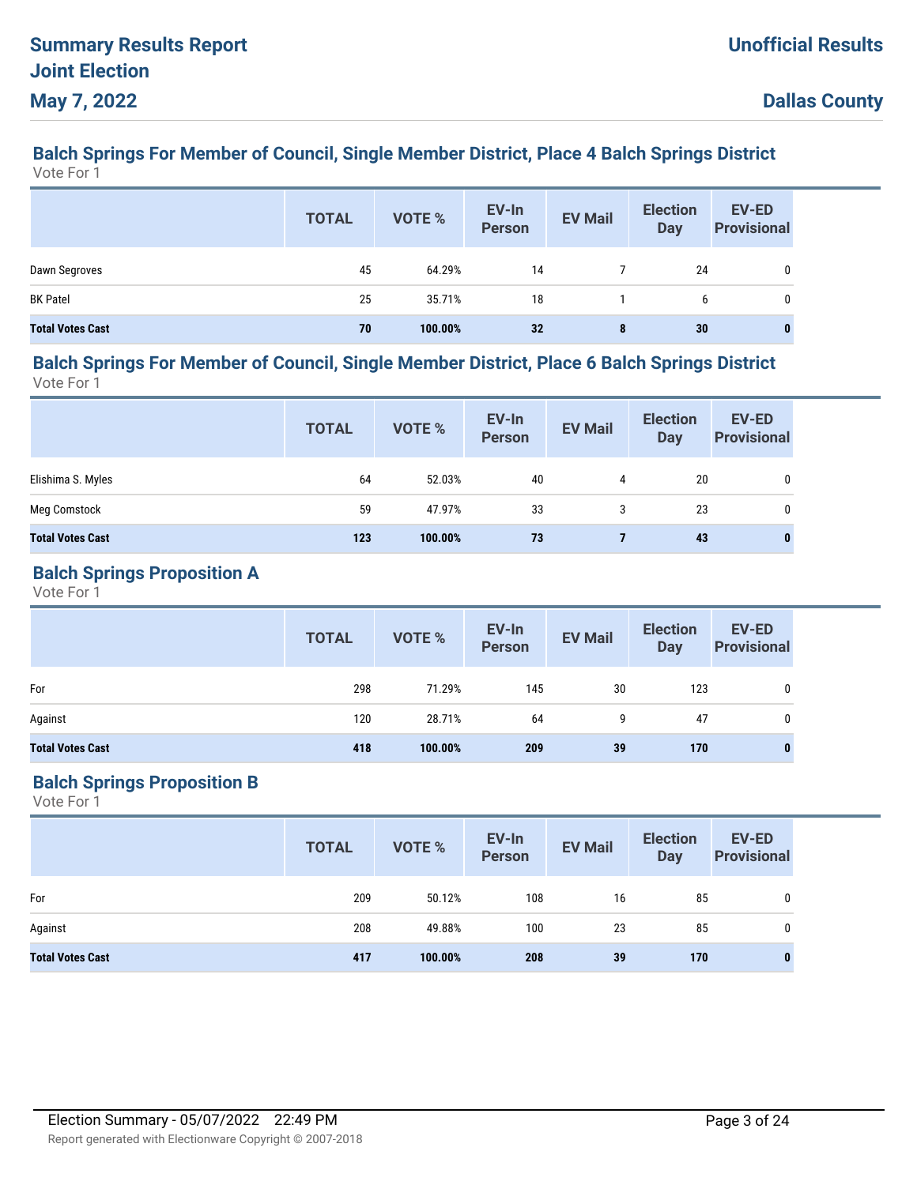# Summary Results Report

# Joint Election

# May 7, 2022

**Unofficial Results**

**Dallas County**

## Balch Springs For Member of Council, Single Member District, Place 4 Balch Springs District

Vote For 1

| | TOTAL | VOTE % | EV-In Person | EV Mail | Election Day | EV-ED Provisional |
|---|---|---|---|---|---|---|
| Dawn Segroves | 45 | 64.29% | 14 | 7 | 24 | 0 |
| BK Patel | 25 | 35.71% | 18 | 1 | 6 | 0 |
| **Total Votes Cast** | **70** | **100.00%** | **32** | **8** | **30** | **0** |

## Balch Springs For Member of Council, Single Member District, Place 6 Balch Springs District

Vote For 1

| | TOTAL | VOTE % | EV-In Person | EV Mail | Election Day | EV-ED Provisional |
|---|---|---|---|---|---|---|
| Elishima S. Myles | 64 | 52.03% | 40 | 4 | 20 | 0 |
| Meg Comstock | 59 | 47.97% | 33 | 3 | 23 | 0 |
| **Total Votes Cast** | **123** | **100.00%** | **73** | **7** | **43** | **0** |

## Balch Springs Proposition A

Vote For 1

| | TOTAL | VOTE % | EV-In Person | EV Mail | Election Day | EV-ED Provisional |
|---|---|---|---|---|---|---|
| For | 298 | 71.29% | 145 | 30 | 123 | 0 |
| Against | 120 | 28.71% | 64 | 9 | 47 | 0 |
| **Total Votes Cast** | **418** | **100.00%** | **209** | **39** | **170** | **0** |

## Balch Springs Proposition B

Vote For 1

| | TOTAL | VOTE % | EV-In Person | EV Mail | Election Day | EV-ED Provisional |
|---|---|---|---|---|---|---|
| For | 209 | 50.12% | 108 | 16 | 85 | 0 |
| Against | 208 | 49.88% | 100 | 23 | 85 | 0 |
| **Total Votes Cast** | **417** | **100.00%** | **208** | **39** | **170** | **0** |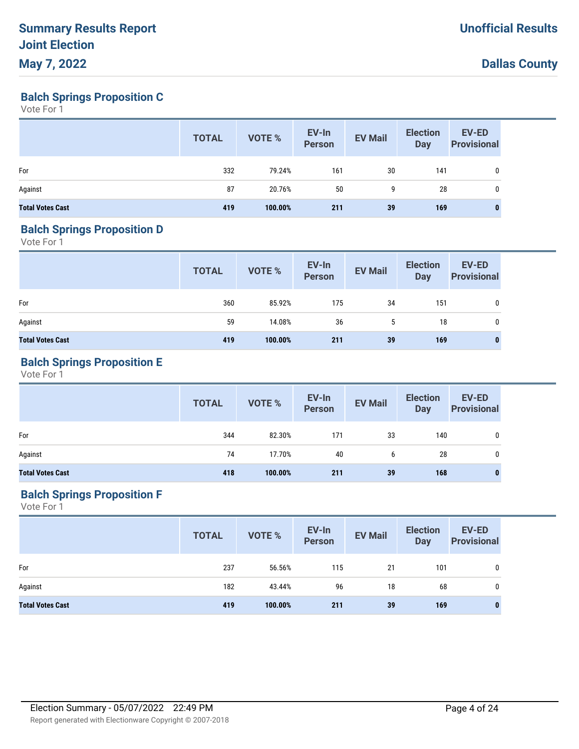**Summary Results Report**
**Joint Election**
**May 7, 2022**

**Unofficial Results**

**Dallas County**

## Balch Springs Proposition C

Vote For 1

| | TOTAL | VOTE % | EV-In Person | EV Mail | Election Day | EV-ED Provisional |
|---|---|---|---|---|---|---|
| For | 332 | 79.24% | 161 | 30 | 141 | 0 |
| Against | 87 | 20.76% | 50 | 9 | 28 | 0 |
| **Total Votes Cast** | **419** | **100.00%** | **211** | **39** | **169** | **0** |

## Balch Springs Proposition D

Vote For 1

| | TOTAL | VOTE % | EV-In Person | EV Mail | Election Day | EV-ED Provisional |
|---|---|---|---|---|---|---|
| For | 360 | 85.92% | 175 | 34 | 151 | 0 |
| Against | 59 | 14.08% | 36 | 5 | 18 | 0 |
| **Total Votes Cast** | **419** | **100.00%** | **211** | **39** | **169** | **0** |

## Balch Springs Proposition E

Vote For 1

| | TOTAL | VOTE % | EV-In Person | EV Mail | Election Day | EV-ED Provisional |
|---|---|---|---|---|---|---|
| For | 344 | 82.30% | 171 | 33 | 140 | 0 |
| Against | 74 | 17.70% | 40 | 6 | 28 | 0 |
| **Total Votes Cast** | **418** | **100.00%** | **211** | **39** | **168** | **0** |

## Balch Springs Proposition F

Vote For 1

| | TOTAL | VOTE % | EV-In Person | EV Mail | Election Day | EV-ED Provisional |
|---|---|---|---|---|---|---|
| For | 237 | 56.56% | 115 | 21 | 101 | 0 |
| Against | 182 | 43.44% | 96 | 18 | 68 | 0 |
| **Total Votes Cast** | **419** | **100.00%** | **211** | **39** | **169** | **0** |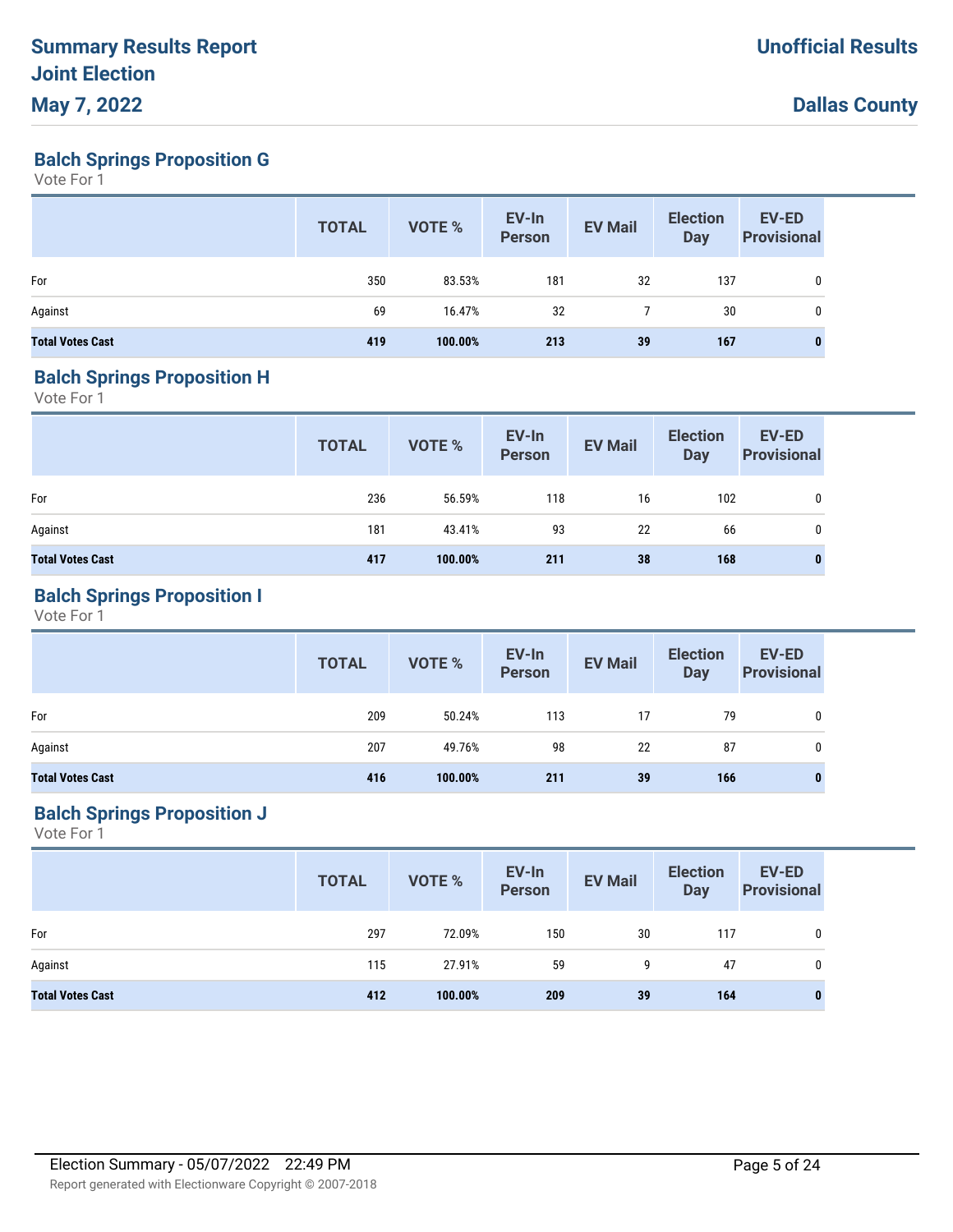# Summary Results Report
# Joint Election
# May 7, 2022

**Unofficial Results**

**Dallas County**

## Balch Springs Proposition G

Vote For 1

| | TOTAL | VOTE % | EV-In Person | EV Mail | Election Day | EV-ED Provisional |
|---|---|---|---|---|---|---|
| For | 350 | 83.53% | 181 | 32 | 137 | 0 |
| Against | 69 | 16.47% | 32 | 7 | 30 | 0 |
| **Total Votes Cast** | **419** | **100.00%** | **213** | **39** | **167** | **0** |

## Balch Springs Proposition H

Vote For 1

| | TOTAL | VOTE % | EV-In Person | EV Mail | Election Day | EV-ED Provisional |
|---|---|---|---|---|---|---|
| For | 236 | 56.59% | 118 | 16 | 102 | 0 |
| Against | 181 | 43.41% | 93 | 22 | 66 | 0 |
| **Total Votes Cast** | **417** | **100.00%** | **211** | **38** | **168** | **0** |

## Balch Springs Proposition I

Vote For 1

| | TOTAL | VOTE % | EV-In Person | EV Mail | Election Day | EV-ED Provisional |
|---|---|---|---|---|---|---|
| For | 209 | 50.24% | 113 | 17 | 79 | 0 |
| Against | 207 | 49.76% | 98 | 22 | 87 | 0 |
| **Total Votes Cast** | **416** | **100.00%** | **211** | **39** | **166** | **0** |

## Balch Springs Proposition J

Vote For 1

| | TOTAL | VOTE % | EV-In Person | EV Mail | Election Day | EV-ED Provisional |
|---|---|---|---|---|---|---|
| For | 297 | 72.09% | 150 | 30 | 117 | 0 |
| Against | 115 | 27.91% | 59 | 9 | 47 | 0 |
| **Total Votes Cast** | **412** | **100.00%** | **209** | **39** | **164** | **0** |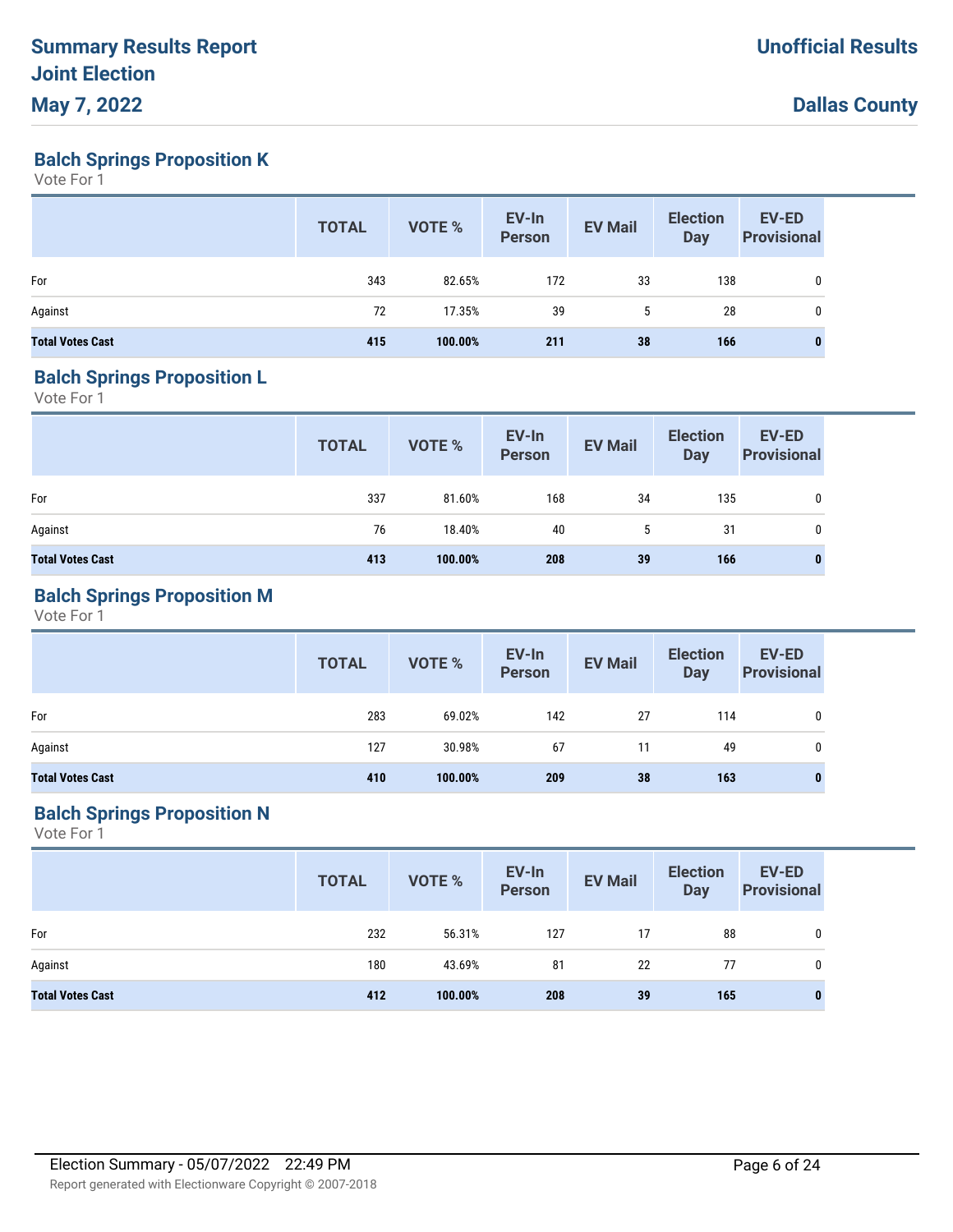## Balch Springs Proposition K

Vote For 1

| | TOTAL | VOTE % | EV-In Person | EV Mail | Election Day | EV-ED Provisional |
|---|---|---|---|---|---|---|
| For | 343 | 82.65% | 172 | 33 | 138 | 0 |
| Against | 72 | 17.35% | 39 | 5 | 28 | 0 |
| **Total Votes Cast** | **415** | **100.00%** | **211** | **38** | **166** | **0** |

## Balch Springs Proposition L

Vote For 1

| | TOTAL | VOTE % | EV-In Person | EV Mail | Election Day | EV-ED Provisional |
|---|---|---|---|---|---|---|
| For | 337 | 81.60% | 168 | 34 | 135 | 0 |
| Against | 76 | 18.40% | 40 | 5 | 31 | 0 |
| **Total Votes Cast** | **413** | **100.00%** | **208** | **39** | **166** | **0** |

## Balch Springs Proposition M

Vote For 1

| | TOTAL | VOTE % | EV-In Person | EV Mail | Election Day | EV-ED Provisional |
|---|---|---|---|---|---|---|
| For | 283 | 69.02% | 142 | 27 | 114 | 0 |
| Against | 127 | 30.98% | 67 | 11 | 49 | 0 |
| **Total Votes Cast** | **410** | **100.00%** | **209** | **38** | **163** | **0** |

## Balch Springs Proposition N

Vote For 1

| | TOTAL | VOTE % | EV-In Person | EV Mail | Election Day | EV-ED Provisional |
|---|---|---|---|---|---|---|
| For | 232 | 56.31% | 127 | 17 | 88 | 0 |
| Against | 180 | 43.69% | 81 | 22 | 77 | 0 |
| **Total Votes Cast** | **412** | **100.00%** | **208** | **39** | **165** | **0** |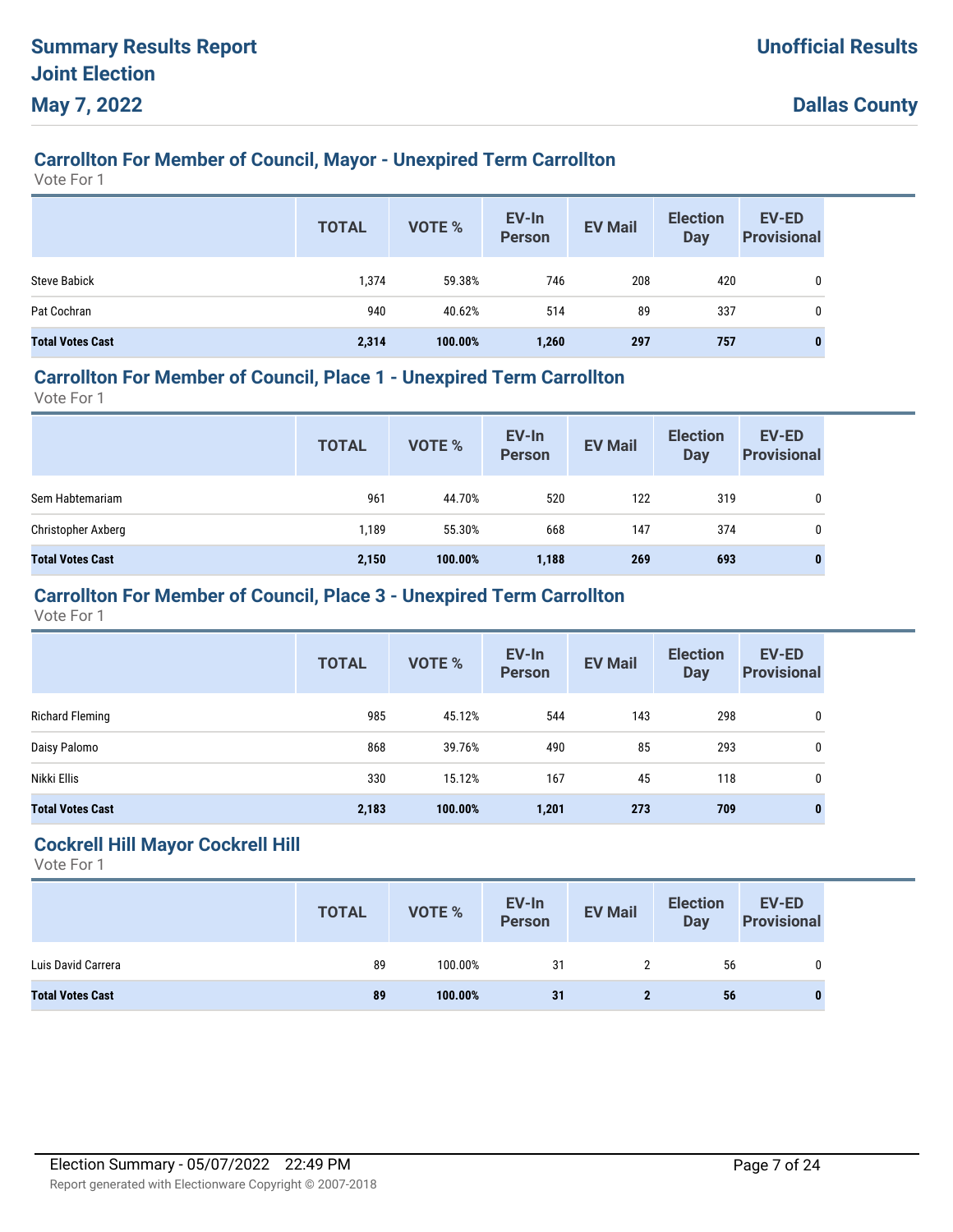# Summary Results Report
# Joint Election
# May 7, 2022

**Unofficial Results**

**Dallas County**

## Carrollton For Member of Council, Mayor - Unexpired Term Carrollton

Vote For 1

| | TOTAL | VOTE % | EV-In Person | EV Mail | Election Day | EV-ED Provisional |
|---|---|---|---|---|---|---|
| Steve Babick | 1,374 | 59.38% | 746 | 208 | 420 | 0 |
| Pat Cochran | 940 | 40.62% | 514 | 89 | 337 | 0 |
| **Total Votes Cast** | **2,314** | **100.00%** | **1,260** | **297** | **757** | **0** |

## Carrollton For Member of Council, Place 1 - Unexpired Term Carrollton

Vote For 1

| | TOTAL | VOTE % | EV-In Person | EV Mail | Election Day | EV-ED Provisional |
|---|---|---|---|---|---|---|
| Sem Habtemariam | 961 | 44.70% | 520 | 122 | 319 | 0 |
| Christopher Axberg | 1,189 | 55.30% | 668 | 147 | 374 | 0 |
| **Total Votes Cast** | **2,150** | **100.00%** | **1,188** | **269** | **693** | **0** |

## Carrollton For Member of Council, Place 3 - Unexpired Term Carrollton

Vote For 1

| | TOTAL | VOTE % | EV-In Person | EV Mail | Election Day | EV-ED Provisional |
|---|---|---|---|---|---|---|
| Richard Fleming | 985 | 45.12% | 544 | 143 | 298 | 0 |
| Daisy Palomo | 868 | 39.76% | 490 | 85 | 293 | 0 |
| Nikki Ellis | 330 | 15.12% | 167 | 45 | 118 | 0 |
| **Total Votes Cast** | **2,183** | **100.00%** | **1,201** | **273** | **709** | **0** |

## Cockrell Hill Mayor Cockrell Hill

Vote For 1

| | TOTAL | VOTE % | EV-In Person | EV Mail | Election Day | EV-ED Provisional |
|---|---|---|---|---|---|---|
| Luis David Carrera | 89 | 100.00% | 31 | 2 | 56 | 0 |
| **Total Votes Cast** | **89** | **100.00%** | **31** | **2** | **56** | **0** |

Election Summary - 05/07/2022 22:49 PM

Report generated with Electionware Copyright © 2007-2018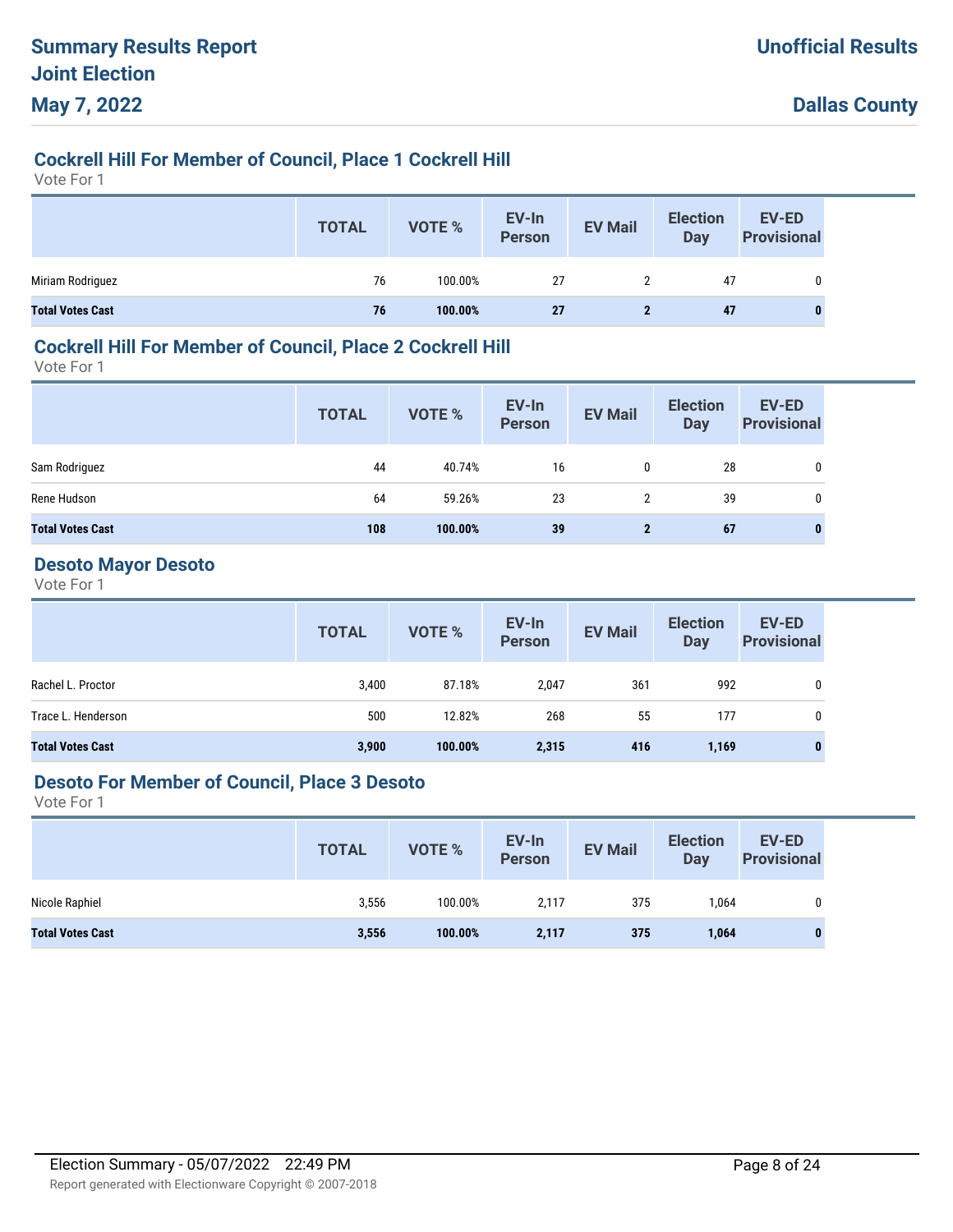## Cockrell Hill For Member of Council, Place 1 Cockrell Hill

Vote For 1

| | TOTAL | VOTE % | EV-In Person | EV Mail | Election Day | EV-ED Provisional |
|---|---|---|---|---|---|---|
| Miriam Rodriguez | 76 | 100.00% | 27 | 2 | 47 | 0 |
| **Total Votes Cast** | **76** | **100.00%** | **27** | **2** | **47** | **0** |

## Cockrell Hill For Member of Council, Place 2 Cockrell Hill

Vote For 1

| | TOTAL | VOTE % | EV-In Person | EV Mail | Election Day | EV-ED Provisional |
|---|---|---|---|---|---|---|
| Sam Rodriguez | 44 | 40.74% | 16 | 0 | 28 | 0 |
| Rene Hudson | 64 | 59.26% | 23 | 2 | 39 | 0 |
| **Total Votes Cast** | **108** | **100.00%** | **39** | **2** | **67** | **0** |

## Desoto Mayor Desoto

Vote For 1

| | TOTAL | VOTE % | EV-In Person | EV Mail | Election Day | EV-ED Provisional |
|---|---|---|---|---|---|---|
| Rachel L. Proctor | 3,400 | 87.18% | 2,047 | 361 | 992 | 0 |
| Trace L. Henderson | 500 | 12.82% | 268 | 55 | 177 | 0 |
| **Total Votes Cast** | **3,900** | **100.00%** | **2,315** | **416** | **1,169** | **0** |

## Desoto For Member of Council, Place 3 Desoto

Vote For 1

| | TOTAL | VOTE % | EV-In Person | EV Mail | Election Day | EV-ED Provisional |
|---|---|---|---|---|---|---|
| Nicole Raphiel | 3,556 | 100.00% | 2,117 | 375 | 1,064 | 0 |
| **Total Votes Cast** | **3,556** | **100.00%** | **2,117** | **375** | **1,064** | **0** |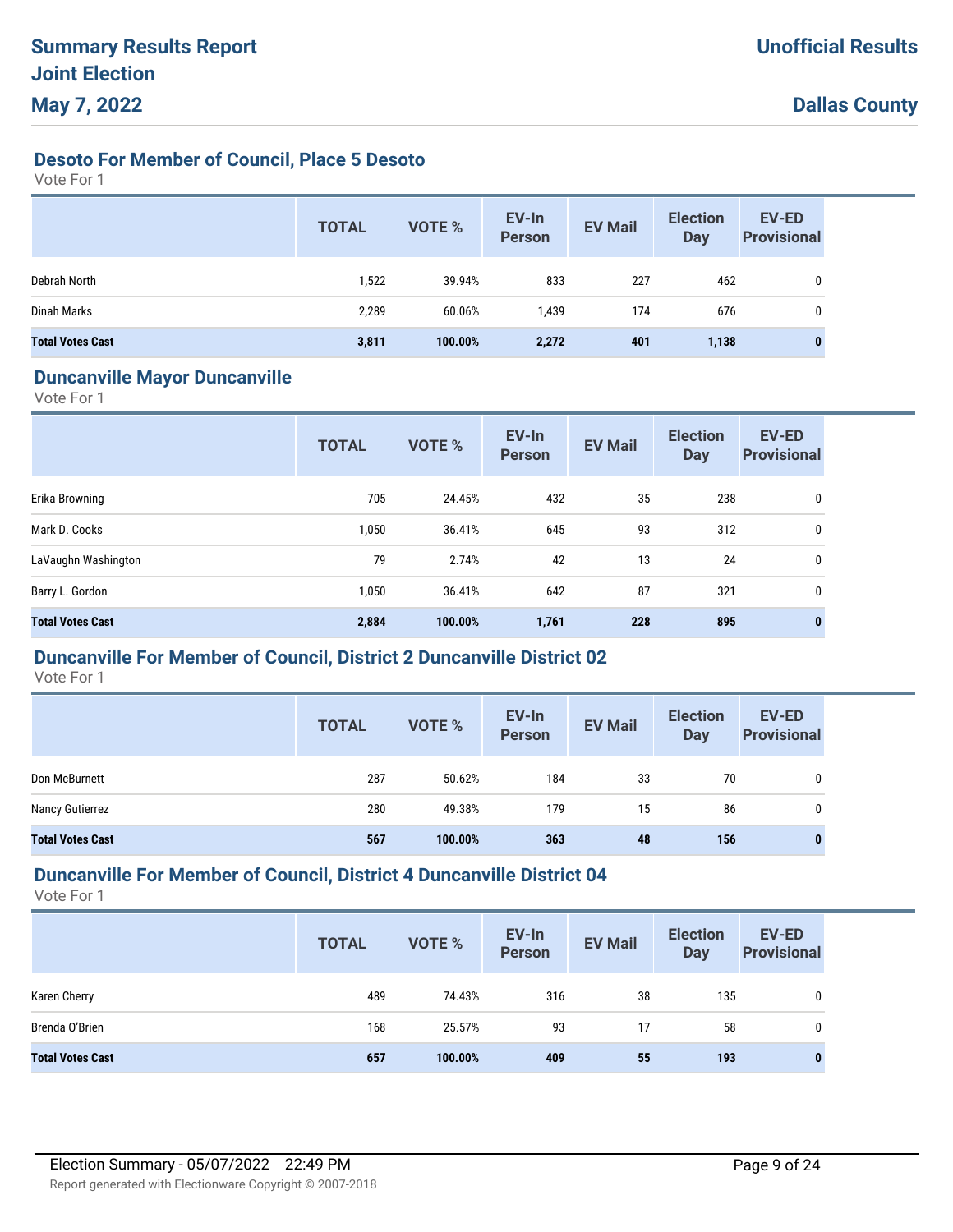## Desoto For Member of Council, Place 5 Desoto

Vote For 1

| | TOTAL | VOTE % | EV-In Person | EV Mail | Election Day | EV-ED Provisional |
|---|---|---|---|---|---|---|
| Debrah North | 1,522 | 39.94% | 833 | 227 | 462 | 0 |
| Dinah Marks | 2,289 | 60.06% | 1,439 | 174 | 676 | 0 |
| **Total Votes Cast** | **3,811** | **100.00%** | **2,272** | **401** | **1,138** | **0** |

## Duncanville Mayor Duncanville

Vote For 1

| | TOTAL | VOTE % | EV-In Person | EV Mail | Election Day | EV-ED Provisional |
|---|---|---|---|---|---|---|
| Erika Browning | 705 | 24.45% | 432 | 35 | 238 | 0 |
| Mark D. Cooks | 1,050 | 36.41% | 645 | 93 | 312 | 0 |
| LaVaughn Washington | 79 | 2.74% | 42 | 13 | 24 | 0 |
| Barry L. Gordon | 1,050 | 36.41% | 642 | 87 | 321 | 0 |
| **Total Votes Cast** | **2,884** | **100.00%** | **1,761** | **228** | **895** | **0** |

## Duncanville For Member of Council, District 2 Duncanville District 02

Vote For 1

| | TOTAL | VOTE % | EV-In Person | EV Mail | Election Day | EV-ED Provisional |
|---|---|---|---|---|---|---|
| Don McBurnett | 287 | 50.62% | 184 | 33 | 70 | 0 |
| Nancy Gutierrez | 280 | 49.38% | 179 | 15 | 86 | 0 |
| **Total Votes Cast** | **567** | **100.00%** | **363** | **48** | **156** | **0** |

## Duncanville For Member of Council, District 4 Duncanville District 04

Vote For 1

| | TOTAL | VOTE % | EV-In Person | EV Mail | Election Day | EV-ED Provisional |
|---|---|---|---|---|---|---|
| Karen Cherry | 489 | 74.43% | 316 | 38 | 135 | 0 |
| Brenda O'Brien | 168 | 25.57% | 93 | 17 | 58 | 0 |
| **Total Votes Cast** | **657** | **100.00%** | **409** | **55** | **193** | **0** |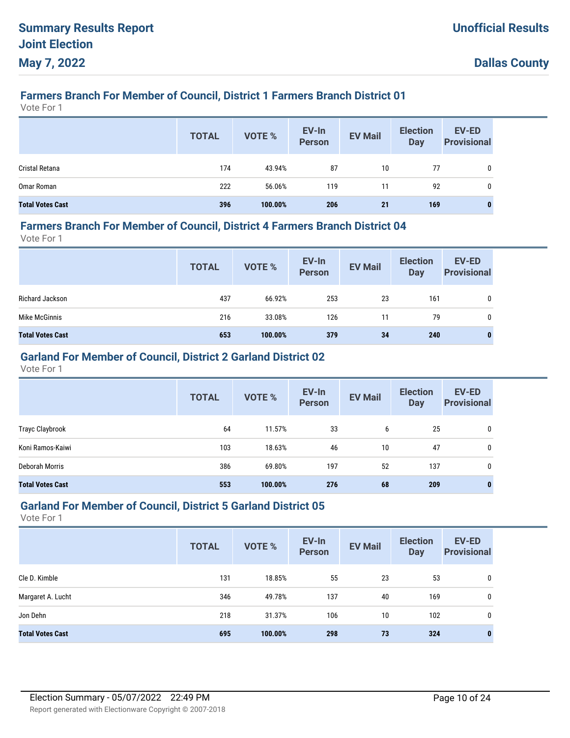### Farmers Branch For Member of Council, District 1 Farmers Branch District 01

Vote For 1

| | TOTAL | VOTE % | EV-In Person | EV Mail | Election Day | EV-ED Provisional |
|---|---|---|---|---|---|---|
| Cristal Retana | 174 | 43.94% | 87 | 10 | 77 | 0 |
| Omar Roman | 222 | 56.06% | 119 | 11 | 92 | 0 |
| **Total Votes Cast** | **396** | **100.00%** | **206** | **21** | **169** | **0** |

### Farmers Branch For Member of Council, District 4 Farmers Branch District 04

Vote For 1

| | TOTAL | VOTE % | EV-In Person | EV Mail | Election Day | EV-ED Provisional |
|---|---|---|---|---|---|---|
| Richard Jackson | 437 | 66.92% | 253 | 23 | 161 | 0 |
| Mike McGinnis | 216 | 33.08% | 126 | 11 | 79 | 0 |
| **Total Votes Cast** | **653** | **100.00%** | **379** | **34** | **240** | **0** |

### Garland For Member of Council, District 2 Garland District 02

Vote For 1

| | TOTAL | VOTE % | EV-In Person | EV Mail | Election Day | EV-ED Provisional |
|---|---|---|---|---|---|---|
| Trayc Claybrook | 64 | 11.57% | 33 | 6 | 25 | 0 |
| Koni Ramos-Kaiwi | 103 | 18.63% | 46 | 10 | 47 | 0 |
| Deborah Morris | 386 | 69.80% | 197 | 52 | 137 | 0 |
| **Total Votes Cast** | **553** | **100.00%** | **276** | **68** | **209** | **0** |

### Garland For Member of Council, District 5 Garland District 05

Vote For 1

| | TOTAL | VOTE % | EV-In Person | EV Mail | Election Day | EV-ED Provisional |
|---|---|---|---|---|---|---|
| Cle D. Kimble | 131 | 18.85% | 55 | 23 | 53 | 0 |
| Margaret A. Lucht | 346 | 49.78% | 137 | 40 | 169 | 0 |
| Jon Dehn | 218 | 31.37% | 106 | 10 | 102 | 0 |
| **Total Votes Cast** | **695** | **100.00%** | **298** | **73** | **324** | **0** |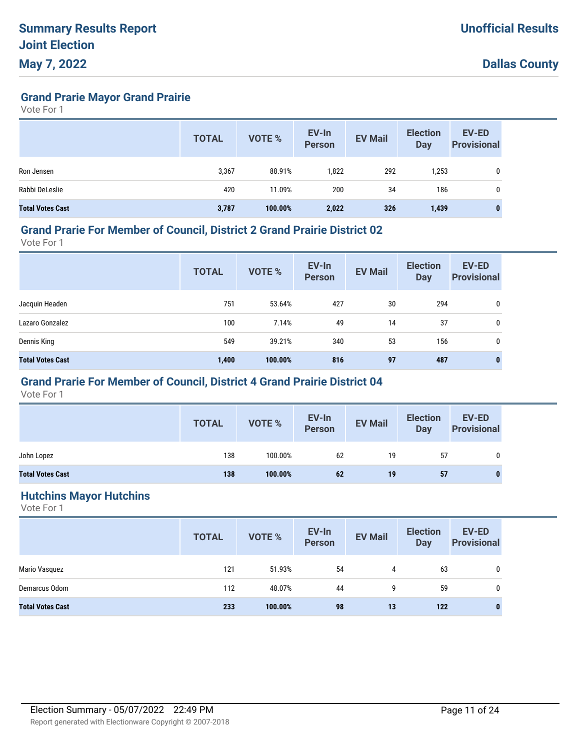# Summary Results Report
# Joint Election
# May 7, 2022

**Unofficial Results**

**Dallas County**

## Grand Prarie Mayor Grand Prairie

Vote For 1

| | TOTAL | VOTE % | EV-In Person | EV Mail | Election Day | EV-ED Provisional |
|---|---|---|---|---|---|---|
| Ron Jensen | 3,367 | 88.91% | 1,822 | 292 | 1,253 | 0 |
| Rabbi DeLeslie | 420 | 11.09% | 200 | 34 | 186 | 0 |
| **Total Votes Cast** | **3,787** | **100.00%** | **2,022** | **326** | **1,439** | **0** |

## Grand Prarie For Member of Council, District 2 Grand Prairie District 02

Vote For 1

| | TOTAL | VOTE % | EV-In Person | EV Mail | Election Day | EV-ED Provisional |
|---|---|---|---|---|---|---|
| Jacquin Headen | 751 | 53.64% | 427 | 30 | 294 | 0 |
| Lazaro Gonzalez | 100 | 7.14% | 49 | 14 | 37 | 0 |
| Dennis King | 549 | 39.21% | 340 | 53 | 156 | 0 |
| **Total Votes Cast** | **1,400** | **100.00%** | **816** | **97** | **487** | **0** |

## Grand Prarie For Member of Council, District 4 Grand Prairie District 04

Vote For 1

| | TOTAL | VOTE % | EV-In Person | EV Mail | Election Day | EV-ED Provisional |
|---|---|---|---|---|---|---|
| John Lopez | 138 | 100.00% | 62 | 19 | 57 | 0 |
| **Total Votes Cast** | **138** | **100.00%** | **62** | **19** | **57** | **0** |

## Hutchins Mayor Hutchins

Vote For 1

| | TOTAL | VOTE % | EV-In Person | EV Mail | Election Day | EV-ED Provisional |
|---|---|---|---|---|---|---|
| Mario Vasquez | 121 | 51.93% | 54 | 4 | 63 | 0 |
| Demarcus Odom | 112 | 48.07% | 44 | 9 | 59 | 0 |
| **Total Votes Cast** | **233** | **100.00%** | **98** | **13** | **122** | **0** |

Election Summary - 05/07/2022 22:49 PM

Report generated with Electionware Copyright © 2007-2018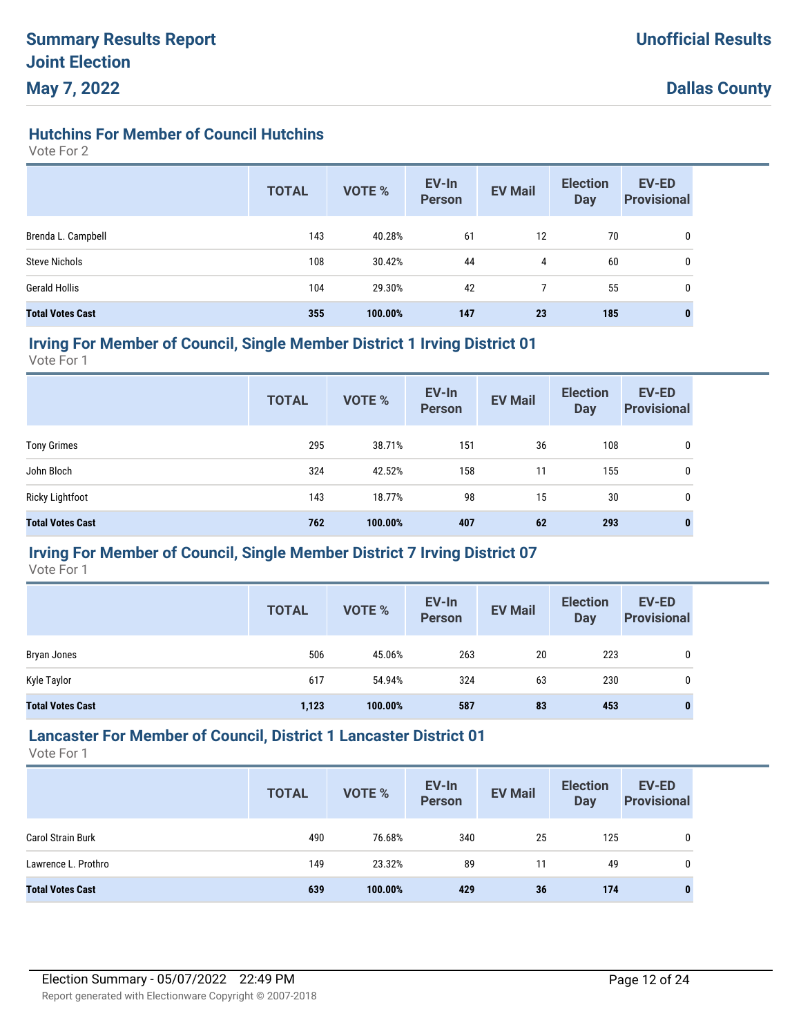# Summary Results Report
# Joint Election
# May 7, 2022

**Unofficial Results**

**Dallas County**

### Hutchins For Member of Council Hutchins

Vote For 2

| | TOTAL | VOTE % | EV-In Person | EV Mail | Election Day | EV-ED Provisional |
|---|---|---|---|---|---|---|
| Brenda L. Campbell | 143 | 40.28% | 61 | 12 | 70 | 0 |
| Steve Nichols | 108 | 30.42% | 44 | 4 | 60 | 0 |
| Gerald Hollis | 104 | 29.30% | 42 | 7 | 55 | 0 |
| **Total Votes Cast** | **355** | **100.00%** | **147** | **23** | **185** | **0** |

### Irving For Member of Council, Single Member District 1 Irving District 01

Vote For 1

| | TOTAL | VOTE % | EV-In Person | EV Mail | Election Day | EV-ED Provisional |
|---|---|---|---|---|---|---|
| Tony Grimes | 295 | 38.71% | 151 | 36 | 108 | 0 |
| John Bloch | 324 | 42.52% | 158 | 11 | 155 | 0 |
| Ricky Lightfoot | 143 | 18.77% | 98 | 15 | 30 | 0 |
| **Total Votes Cast** | **762** | **100.00%** | **407** | **62** | **293** | **0** |

### Irving For Member of Council, Single Member District 7 Irving District 07

Vote For 1

| | TOTAL | VOTE % | EV-In Person | EV Mail | Election Day | EV-ED Provisional |
|---|---|---|---|---|---|---|
| Bryan Jones | 506 | 45.06% | 263 | 20 | 223 | 0 |
| Kyle Taylor | 617 | 54.94% | 324 | 63 | 230 | 0 |
| **Total Votes Cast** | **1,123** | **100.00%** | **587** | **83** | **453** | **0** |

### Lancaster For Member of Council, District 1 Lancaster District 01

Vote For 1

| | TOTAL | VOTE % | EV-In Person | EV Mail | Election Day | EV-ED Provisional |
|---|---|---|---|---|---|---|
| Carol Strain Burk | 490 | 76.68% | 340 | 25 | 125 | 0 |
| Lawrence L. Prothro | 149 | 23.32% | 89 | 11 | 49 | 0 |
| **Total Votes Cast** | **639** | **100.00%** | **429** | **36** | **174** | **0** |

Election Summary - 05/07/2022 22:49 PM

Report generated with Electionware Copyright © 2007-2018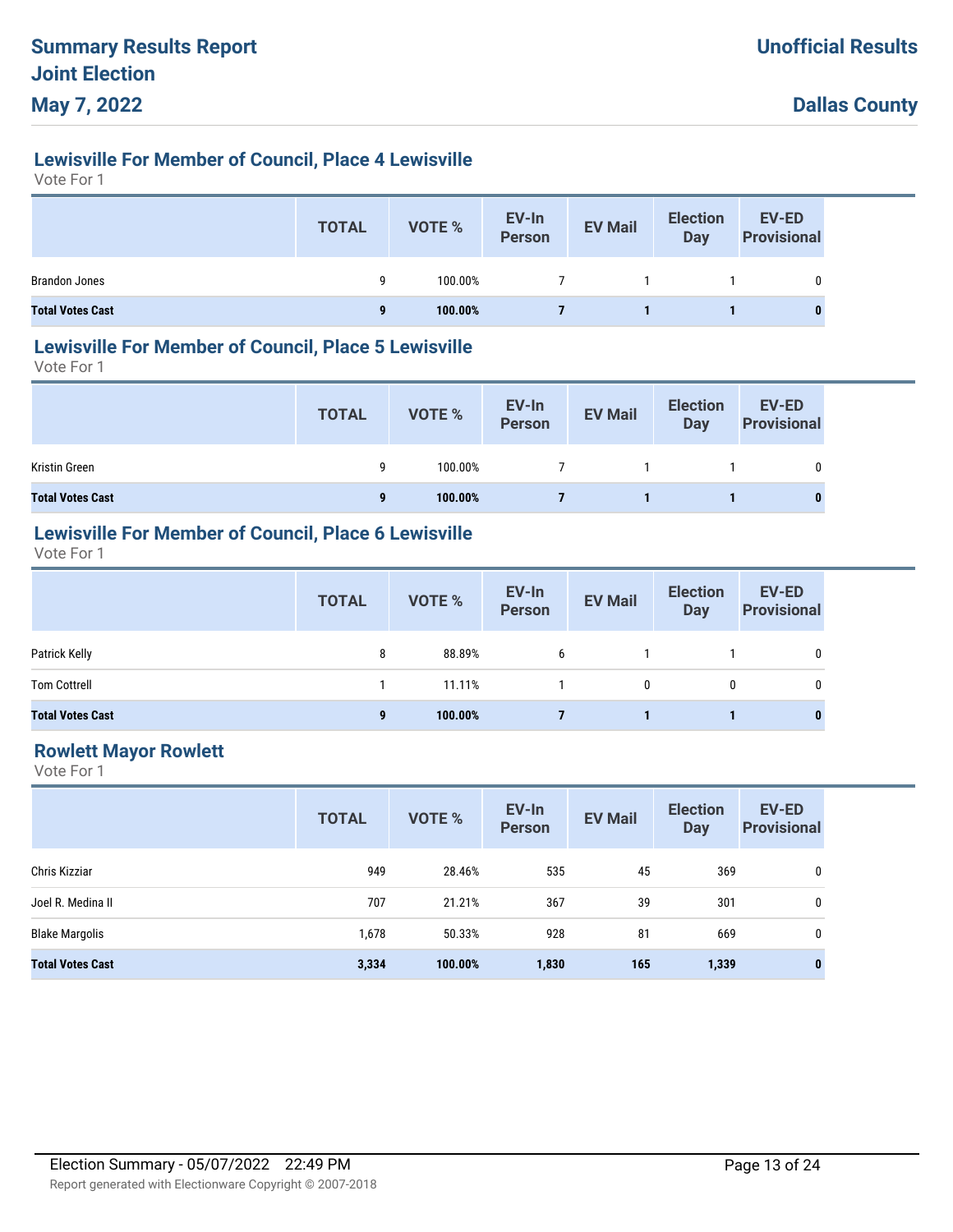## Lewisville For Member of Council, Place 4 Lewisville

Vote For 1

| | TOTAL | VOTE % | EV-In Person | EV Mail | Election Day | EV-ED Provisional |
|---|---|---|---|---|---|---|
| Brandon Jones | 9 | 100.00% | 7 | 1 | 1 | 0 |
| **Total Votes Cast** | **9** | **100.00%** | **7** | **1** | **1** | **0** |

## Lewisville For Member of Council, Place 5 Lewisville

Vote For 1

| | TOTAL | VOTE % | EV-In Person | EV Mail | Election Day | EV-ED Provisional |
|---|---|---|---|---|---|---|
| Kristin Green | 9 | 100.00% | 7 | 1 | 1 | 0 |
| **Total Votes Cast** | **9** | **100.00%** | **7** | **1** | **1** | **0** |

## Lewisville For Member of Council, Place 6 Lewisville

Vote For 1

| | TOTAL | VOTE % | EV-In Person | EV Mail | Election Day | EV-ED Provisional |
|---|---|---|---|---|---|---|
| Patrick Kelly | 8 | 88.89% | 6 | 1 | 1 | 0 |
| Tom Cottrell | 1 | 11.11% | 1 | 0 | 0 | 0 |
| **Total Votes Cast** | **9** | **100.00%** | **7** | **1** | **1** | **0** |

## Rowlett Mayor Rowlett

Vote For 1

| | TOTAL | VOTE % | EV-In Person | EV Mail | Election Day | EV-ED Provisional |
|---|---|---|---|---|---|---|
| Chris Kizziar | 949 | 28.46% | 535 | 45 | 369 | 0 |
| Joel R. Medina II | 707 | 21.21% | 367 | 39 | 301 | 0 |
| Blake Margolis | 1,678 | 50.33% | 928 | 81 | 669 | 0 |
| **Total Votes Cast** | **3,334** | **100.00%** | **1,830** | **165** | **1,339** | **0** |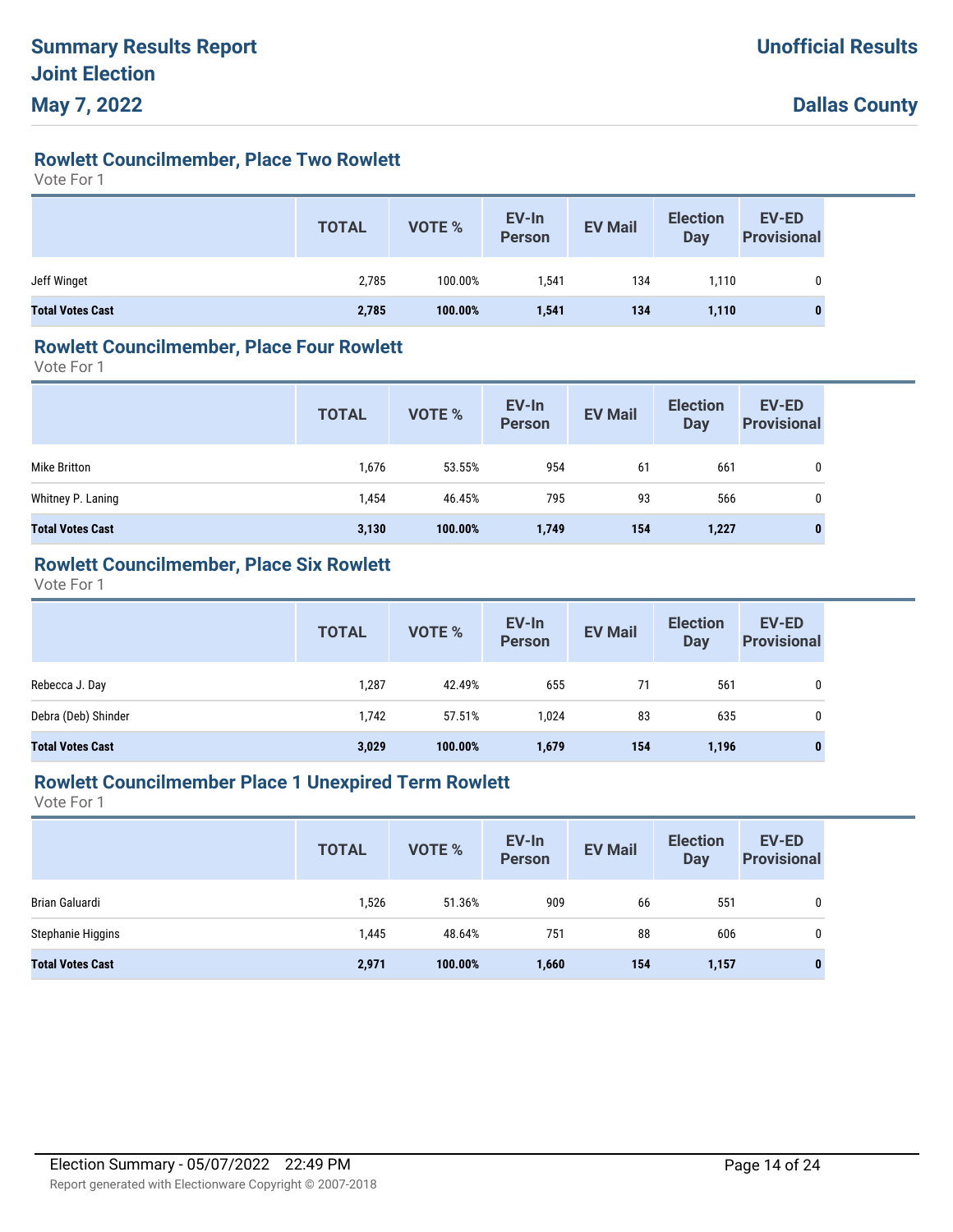# Summary Results Report
# Joint Election
# May 7, 2022

**Unofficial Results**

**Dallas County**

## Rowlett Councilmember, Place Two Rowlett

Vote For 1

| | TOTAL | VOTE % | EV-In Person | EV Mail | Election Day | EV-ED Provisional |
|---|---|---|---|---|---|---|
| Jeff Winget | 2,785 | 100.00% | 1,541 | 134 | 1,110 | 0 |
| **Total Votes Cast** | **2,785** | **100.00%** | **1,541** | **134** | **1,110** | **0** |

## Rowlett Councilmember, Place Four Rowlett

Vote For 1

| | TOTAL | VOTE % | EV-In Person | EV Mail | Election Day | EV-ED Provisional |
|---|---|---|---|---|---|---|
| Mike Britton | 1,676 | 53.55% | 954 | 61 | 661 | 0 |
| Whitney P. Laning | 1,454 | 46.45% | 795 | 93 | 566 | 0 |
| **Total Votes Cast** | **3,130** | **100.00%** | **1,749** | **154** | **1,227** | **0** |

## Rowlett Councilmember, Place Six Rowlett

Vote For 1

| | TOTAL | VOTE % | EV-In Person | EV Mail | Election Day | EV-ED Provisional |
|---|---|---|---|---|---|---|
| Rebecca J. Day | 1,287 | 42.49% | 655 | 71 | 561 | 0 |
| Debra (Deb) Shinder | 1,742 | 57.51% | 1,024 | 83 | 635 | 0 |
| **Total Votes Cast** | **3,029** | **100.00%** | **1,679** | **154** | **1,196** | **0** |

## Rowlett Councilmember Place 1 Unexpired Term Rowlett

Vote For 1

| | TOTAL | VOTE % | EV-In Person | EV Mail | Election Day | EV-ED Provisional |
|---|---|---|---|---|---|---|
| Brian Galuardi | 1,526 | 51.36% | 909 | 66 | 551 | 0 |
| Stephanie Higgins | 1,445 | 48.64% | 751 | 88 | 606 | 0 |
| **Total Votes Cast** | **2,971** | **100.00%** | **1,660** | **154** | **1,157** | **0** |

Election Summary - 05/07/2022 22:49 PM

Report generated with Electionware Copyright © 2007-2018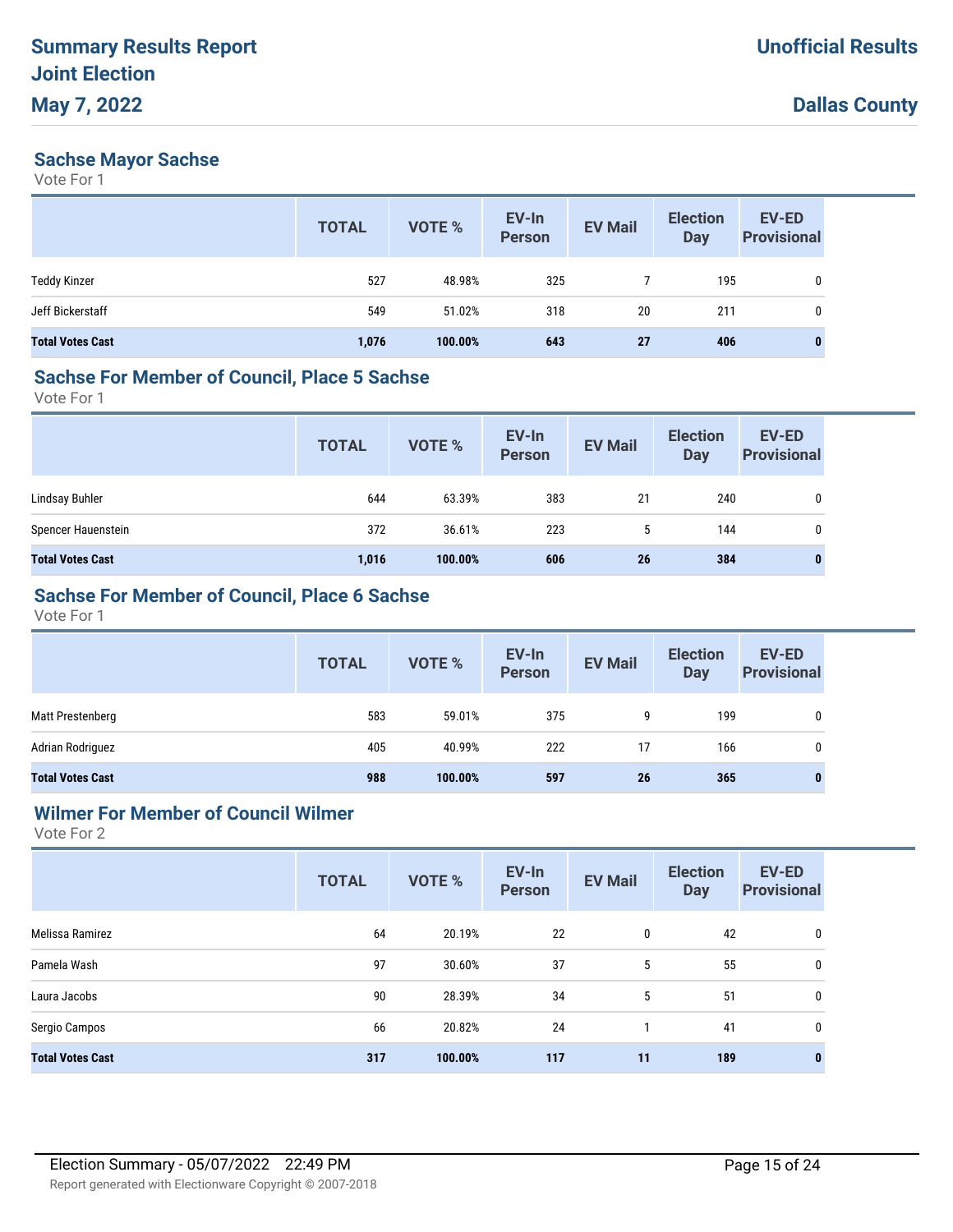# Summary Results Report
# Joint Election
# May 7, 2022

**Unofficial Results**

**Dallas County**

## Sachse Mayor Sachse

Vote For 1

| | TOTAL | VOTE % | EV-In Person | EV Mail | Election Day | EV-ED Provisional |
|---|---|---|---|---|---|---|
| Teddy Kinzer | 527 | 48.98% | 325 | 7 | 195 | 0 |
| Jeff Bickerstaff | 549 | 51.02% | 318 | 20 | 211 | 0 |
| **Total Votes Cast** | **1,076** | **100.00%** | **643** | **27** | **406** | **0** |

## Sachse For Member of Council, Place 5 Sachse

Vote For 1

| | TOTAL | VOTE % | EV-In Person | EV Mail | Election Day | EV-ED Provisional |
|---|---|---|---|---|---|---|
| Lindsay Buhler | 644 | 63.39% | 383 | 21 | 240 | 0 |
| Spencer Hauenstein | 372 | 36.61% | 223 | 5 | 144 | 0 |
| **Total Votes Cast** | **1,016** | **100.00%** | **606** | **26** | **384** | **0** |

## Sachse For Member of Council, Place 6 Sachse

Vote For 1

| | TOTAL | VOTE % | EV-In Person | EV Mail | Election Day | EV-ED Provisional |
|---|---|---|---|---|---|---|
| Matt Prestenberg | 583 | 59.01% | 375 | 9 | 199 | 0 |
| Adrian Rodriguez | 405 | 40.99% | 222 | 17 | 166 | 0 |
| **Total Votes Cast** | **988** | **100.00%** | **597** | **26** | **365** | **0** |

## Wilmer For Member of Council Wilmer

Vote For 2

| | TOTAL | VOTE % | EV-In Person | EV Mail | Election Day | EV-ED Provisional |
|---|---|---|---|---|---|---|
| Melissa Ramirez | 64 | 20.19% | 22 | 0 | 42 | 0 |
| Pamela Wash | 97 | 30.60% | 37 | 5 | 55 | 0 |
| Laura Jacobs | 90 | 28.39% | 34 | 5 | 51 | 0 |
| Sergio Campos | 66 | 20.82% | 24 | 1 | 41 | 0 |
| **Total Votes Cast** | **317** | **100.00%** | **117** | **11** | **189** | **0** |

Election Summary - 05/07/2022 22:49 PM

Report generated with Electionware Copyright © 2007-2018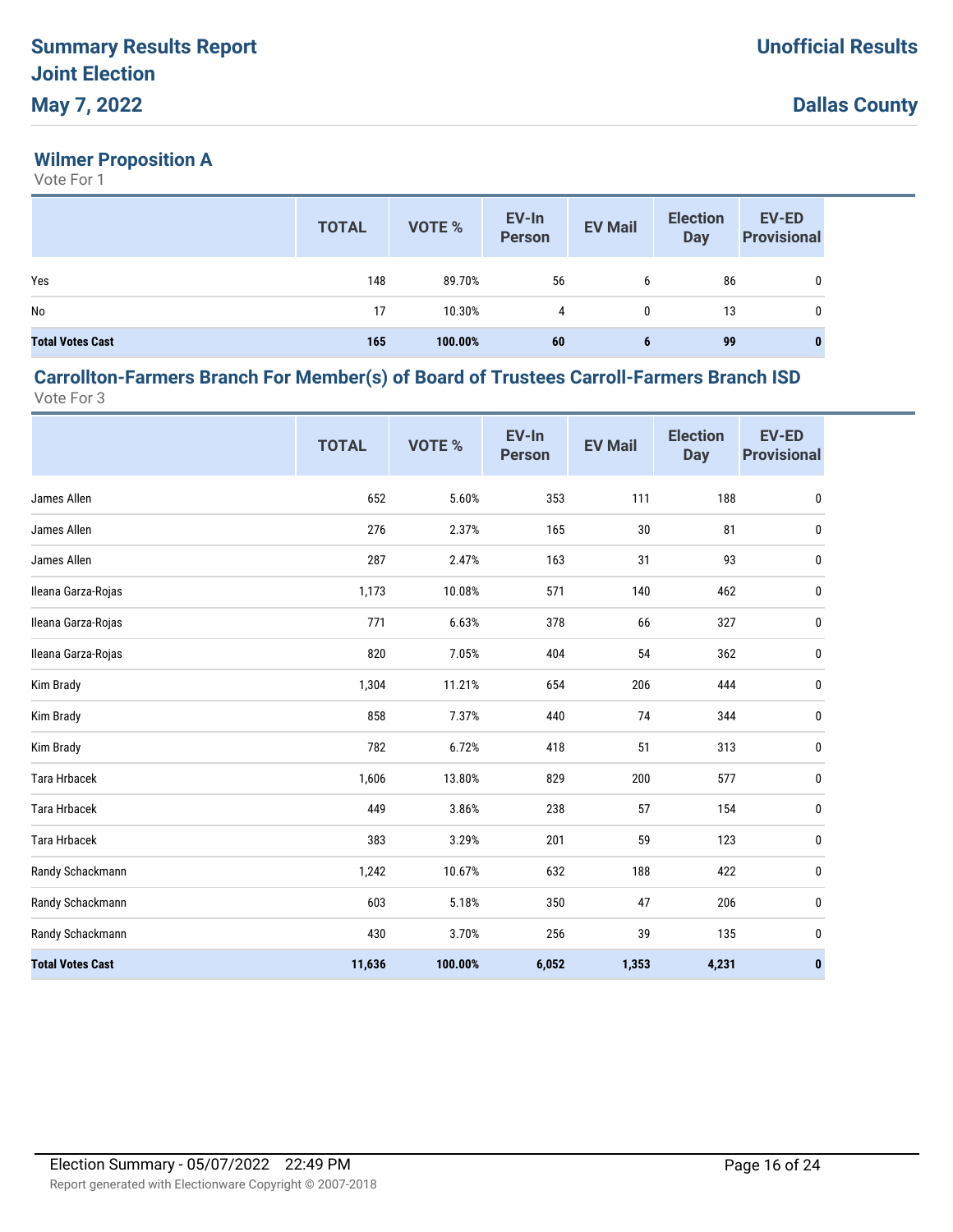# Summary Results Report
# Joint Election
# May 7, 2022

**Unofficial Results**

**Dallas County**

## Wilmer Proposition A

Vote For 1

| | TOTAL | VOTE % | EV-In Person | EV Mail | Election Day | EV-ED Provisional |
|---|---|---|---|---|---|---|
| Yes | 148 | 89.70% | 56 | 6 | 86 | 0 |
| No | 17 | 10.30% | 4 | 0 | 13 | 0 |
| **Total Votes Cast** | **165** | **100.00%** | **60** | **6** | **99** | **0** |

## Carrollton-Farmers Branch For Member(s) of Board of Trustees Carroll-Farmers Branch ISD

Vote For 3

| | TOTAL | VOTE % | EV-In Person | EV Mail | Election Day | EV-ED Provisional |
|---|---|---|---|---|---|---|
| James Allen | 652 | 5.60% | 353 | 111 | 188 | 0 |
| James Allen | 276 | 2.37% | 165 | 30 | 81 | 0 |
| James Allen | 287 | 2.47% | 163 | 31 | 93 | 0 |
| Ileana Garza-Rojas | 1,173 | 10.08% | 571 | 140 | 462 | 0 |
| Ileana Garza-Rojas | 771 | 6.63% | 378 | 66 | 327 | 0 |
| Ileana Garza-Rojas | 820 | 7.05% | 404 | 54 | 362 | 0 |
| Kim Brady | 1,304 | 11.21% | 654 | 206 | 444 | 0 |
| Kim Brady | 858 | 7.37% | 440 | 74 | 344 | 0 |
| Kim Brady | 782 | 6.72% | 418 | 51 | 313 | 0 |
| Tara Hrbacek | 1,606 | 13.80% | 829 | 200 | 577 | 0 |
| Tara Hrbacek | 449 | 3.86% | 238 | 57 | 154 | 0 |
| Tara Hrbacek | 383 | 3.29% | 201 | 59 | 123 | 0 |
| Randy Schackmann | 1,242 | 10.67% | 632 | 188 | 422 | 0 |
| Randy Schackmann | 603 | 5.18% | 350 | 47 | 206 | 0 |
| Randy Schackmann | 430 | 3.70% | 256 | 39 | 135 | 0 |
| **Total Votes Cast** | **11,636** | **100.00%** | **6,052** | **1,353** | **4,231** | **0** |

Election Summary - 05/07/2022 22:49 PM

Report generated with Electionware Copyright © 2007-2018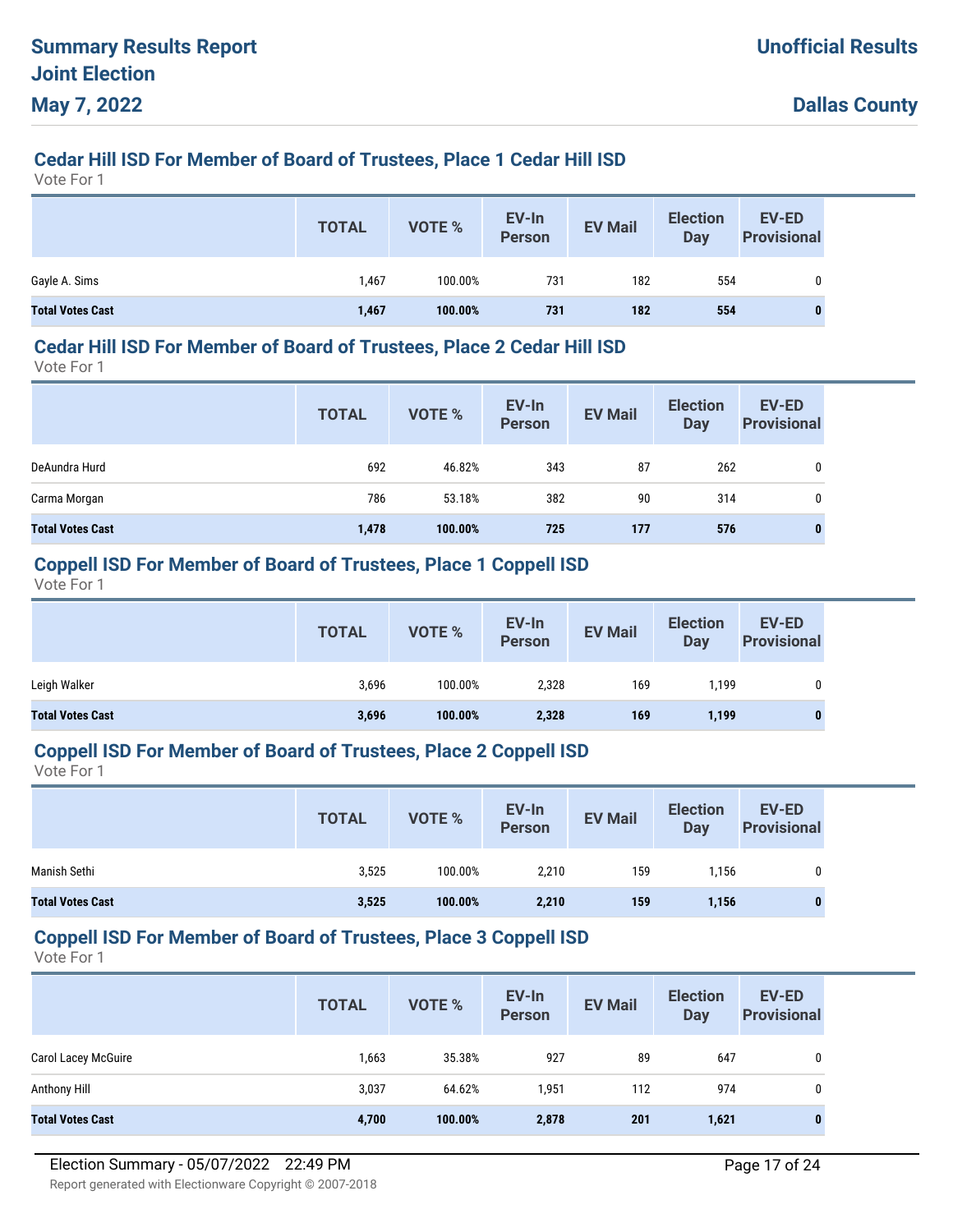## Cedar Hill ISD For Member of Board of Trustees, Place 1 Cedar Hill ISD

Vote For 1

| | TOTAL | VOTE % | EV-In Person | EV Mail | Election Day | EV-ED Provisional |
|---|---|---|---|---|---|---|
| Gayle A. Sims | 1,467 | 100.00% | 731 | 182 | 554 | 0 |
| **Total Votes Cast** | **1,467** | **100.00%** | **731** | **182** | **554** | **0** |

## Cedar Hill ISD For Member of Board of Trustees, Place 2 Cedar Hill ISD

Vote For 1

| | TOTAL | VOTE % | EV-In Person | EV Mail | Election Day | EV-ED Provisional |
|---|---|---|---|---|---|---|
| DeAundra Hurd | 692 | 46.82% | 343 | 87 | 262 | 0 |
| Carma Morgan | 786 | 53.18% | 382 | 90 | 314 | 0 |
| **Total Votes Cast** | **1,478** | **100.00%** | **725** | **177** | **576** | **0** |

## Coppell ISD For Member of Board of Trustees, Place 1 Coppell ISD

Vote For 1

| | TOTAL | VOTE % | EV-In Person | EV Mail | Election Day | EV-ED Provisional |
|---|---|---|---|---|---|---|
| Leigh Walker | 3,696 | 100.00% | 2,328 | 169 | 1,199 | 0 |
| **Total Votes Cast** | **3,696** | **100.00%** | **2,328** | **169** | **1,199** | **0** |

## Coppell ISD For Member of Board of Trustees, Place 2 Coppell ISD

Vote For 1

| | TOTAL | VOTE % | EV-In Person | EV Mail | Election Day | EV-ED Provisional |
|---|---|---|---|---|---|---|
| Manish Sethi | 3,525 | 100.00% | 2,210 | 159 | 1,156 | 0 |
| **Total Votes Cast** | **3,525** | **100.00%** | **2,210** | **159** | **1,156** | **0** |

## Coppell ISD For Member of Board of Trustees, Place 3 Coppell ISD

Vote For 1

| | TOTAL | VOTE % | EV-In Person | EV Mail | Election Day | EV-ED Provisional |
|---|---|---|---|---|---|---|
| Carol Lacey McGuire | 1,663 | 35.38% | 927 | 89 | 647 | 0 |
| Anthony Hill | 3,037 | 64.62% | 1,951 | 112 | 974 | 0 |
| **Total Votes Cast** | **4,700** | **100.00%** | **2,878** | **201** | **1,621** | **0** |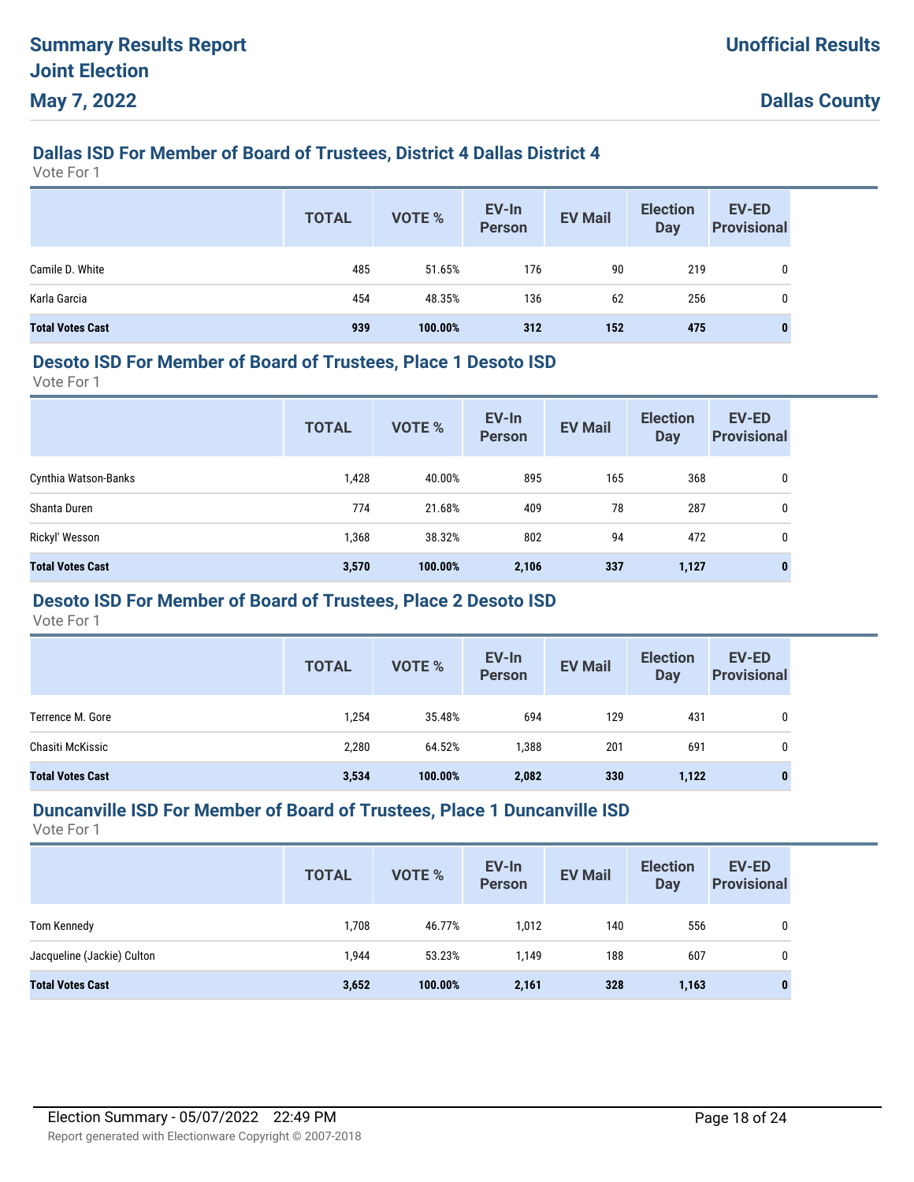# Summary Results Report
# Joint Election
# May 7, 2022

**Unofficial Results**

**Dallas County**

## Dallas ISD For Member of Board of Trustees, District 4 Dallas District 4

Vote For 1

| | TOTAL | VOTE % | EV-In Person | EV Mail | Election Day | EV-ED Provisional |
|---|---|---|---|---|---|---|
| Camile D. White | 485 | 51.65% | 176 | 90 | 219 | 0 |
| Karla Garcia | 454 | 48.35% | 136 | 62 | 256 | 0 |
| **Total Votes Cast** | **939** | **100.00%** | **312** | **152** | **475** | **0** |

## Desoto ISD For Member of Board of Trustees, Place 1 Desoto ISD

Vote For 1

| | TOTAL | VOTE % | EV-In Person | EV Mail | Election Day | EV-ED Provisional |
|---|---|---|---|---|---|---|
| Cynthia Watson-Banks | 1,428 | 40.00% | 895 | 165 | 368 | 0 |
| Shanta Duren | 774 | 21.68% | 409 | 78 | 287 | 0 |
| Rickyl' Wesson | 1,368 | 38.32% | 802 | 94 | 472 | 0 |
| **Total Votes Cast** | **3,570** | **100.00%** | **2,106** | **337** | **1,127** | **0** |

## Desoto ISD For Member of Board of Trustees, Place 2 Desoto ISD

Vote For 1

| | TOTAL | VOTE % | EV-In Person | EV Mail | Election Day | EV-ED Provisional |
|---|---|---|---|---|---|---|
| Terrence M. Gore | 1,254 | 35.48% | 694 | 129 | 431 | 0 |
| Chasiti McKissic | 2,280 | 64.52% | 1,388 | 201 | 691 | 0 |
| **Total Votes Cast** | **3,534** | **100.00%** | **2,082** | **330** | **1,122** | **0** |

## Duncanville ISD For Member of Board of Trustees, Place 1 Duncanville ISD

Vote For 1

| | TOTAL | VOTE % | EV-In Person | EV Mail | Election Day | EV-ED Provisional |
|---|---|---|---|---|---|---|
| Tom Kennedy | 1,708 | 46.77% | 1,012 | 140 | 556 | 0 |
| Jacqueline (Jackie) Culton | 1,944 | 53.23% | 1,149 | 188 | 607 | 0 |
| **Total Votes Cast** | **3,652** | **100.00%** | **2,161** | **328** | **1,163** | **0** |

Election Summary - 05/07/2022 22:49 PM

Report generated with Electionware Copyright © 2007-2018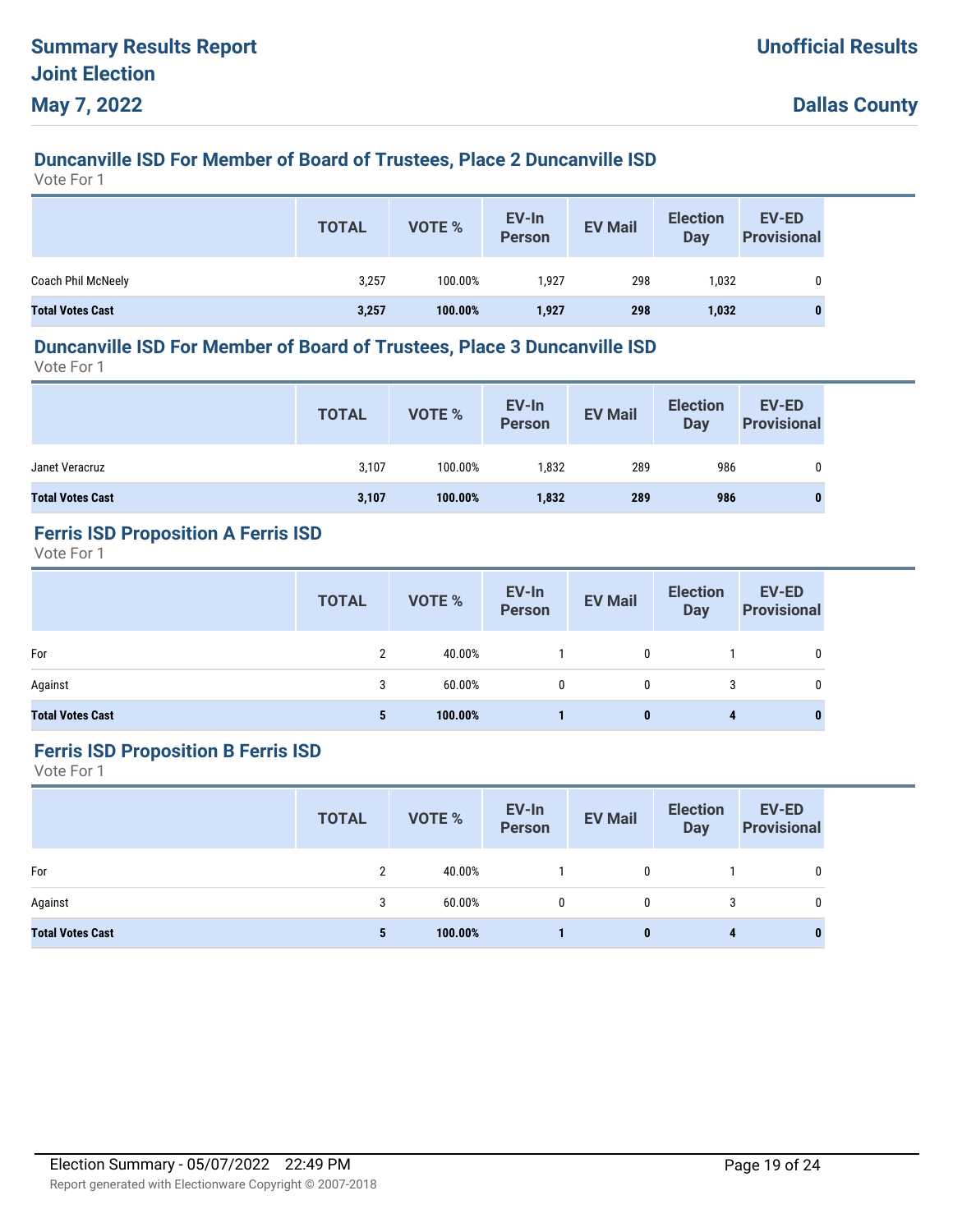## Duncanville ISD For Member of Board of Trustees, Place 2 Duncanville ISD

Vote For 1

| | TOTAL | VOTE % | EV-In Person | EV Mail | Election Day | EV-ED Provisional |
|---|---|---|---|---|---|---|
| Coach Phil McNeely | 3,257 | 100.00% | 1,927 | 298 | 1,032 | 0 |
| **Total Votes Cast** | **3,257** | **100.00%** | **1,927** | **298** | **1,032** | **0** |

## Duncanville ISD For Member of Board of Trustees, Place 3 Duncanville ISD

Vote For 1

| | TOTAL | VOTE % | EV-In Person | EV Mail | Election Day | EV-ED Provisional |
|---|---|---|---|---|---|---|
| Janet Veracruz | 3,107 | 100.00% | 1,832 | 289 | 986 | 0 |
| **Total Votes Cast** | **3,107** | **100.00%** | **1,832** | **289** | **986** | **0** |

## Ferris ISD Proposition A Ferris ISD

Vote For 1

| | TOTAL | VOTE % | EV-In Person | EV Mail | Election Day | EV-ED Provisional |
|---|---|---|---|---|---|---|
| For | 2 | 40.00% | 1 | 0 | 1 | 0 |
| Against | 3 | 60.00% | 0 | 0 | 3 | 0 |
| **Total Votes Cast** | **5** | **100.00%** | **1** | **0** | **4** | **0** |

## Ferris ISD Proposition B Ferris ISD

Vote For 1

| | TOTAL | VOTE % | EV-In Person | EV Mail | Election Day | EV-ED Provisional |
|---|---|---|---|---|---|---|
| For | 2 | 40.00% | 1 | 0 | 1 | 0 |
| Against | 3 | 60.00% | 0 | 0 | 3 | 0 |
| **Total Votes Cast** | **5** | **100.00%** | **1** | **0** | **4** | **0** |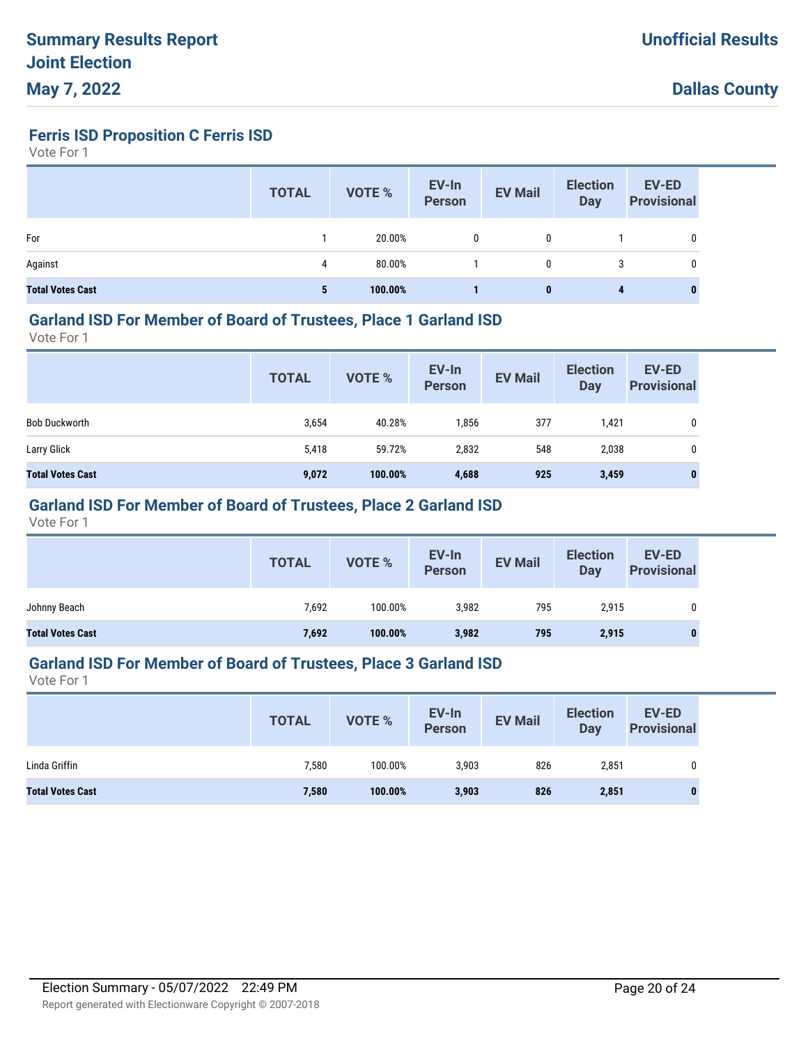## Ferris ISD Proposition C Ferris ISD

Vote For 1

| | TOTAL | VOTE % | EV-In Person | EV Mail | Election Day | EV-ED Provisional |
|---|---|---|---|---|---|---|
| For | 1 | 20.00% | 0 | 0 | 1 | 0 |
| Against | 4 | 80.00% | 1 | 0 | 3 | 0 |
| **Total Votes Cast** | **5** | **100.00%** | **1** | **0** | **4** | **0** |

## Garland ISD For Member of Board of Trustees, Place 1 Garland ISD

Vote For 1

| | TOTAL | VOTE % | EV-In Person | EV Mail | Election Day | EV-ED Provisional |
|---|---|---|---|---|---|---|
| Bob Duckworth | 3,654 | 40.28% | 1,856 | 377 | 1,421 | 0 |
| Larry Glick | 5,418 | 59.72% | 2,832 | 548 | 2,038 | 0 |
| **Total Votes Cast** | **9,072** | **100.00%** | **4,688** | **925** | **3,459** | **0** |

## Garland ISD For Member of Board of Trustees, Place 2 Garland ISD

Vote For 1

| | TOTAL | VOTE % | EV-In Person | EV Mail | Election Day | EV-ED Provisional |
|---|---|---|---|---|---|---|
| Johnny Beach | 7,692 | 100.00% | 3,982 | 795 | 2,915 | 0 |
| **Total Votes Cast** | **7,692** | **100.00%** | **3,982** | **795** | **2,915** | **0** |

## Garland ISD For Member of Board of Trustees, Place 3 Garland ISD

Vote For 1

| | TOTAL | VOTE % | EV-In Person | EV Mail | Election Day | EV-ED Provisional |
|---|---|---|---|---|---|---|
| Linda Griffin | 7,580 | 100.00% | 3,903 | 826 | 2,851 | 0 |
| **Total Votes Cast** | **7,580** | **100.00%** | **3,903** | **826** | **2,851** | **0** |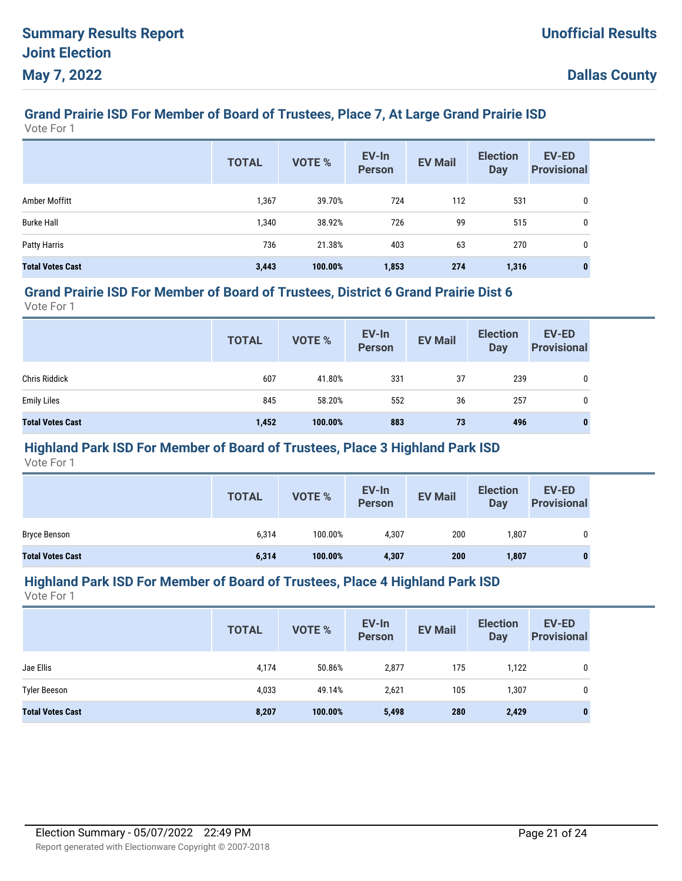# Summary Results Report
# Joint Election
# May 7, 2022

**Unofficial Results**

**Dallas County**

## Grand Prairie ISD For Member of Board of Trustees, Place 7, At Large Grand Prairie ISD

Vote For 1

| | TOTAL | VOTE % | EV-In Person | EV Mail | Election Day | EV-ED Provisional |
|---|---|---|---|---|---|---|
| Amber Moffitt | 1,367 | 39.70% | 724 | 112 | 531 | 0 |
| Burke Hall | 1,340 | 38.92% | 726 | 99 | 515 | 0 |
| Patty Harris | 736 | 21.38% | 403 | 63 | 270 | 0 |
| **Total Votes Cast** | **3,443** | **100.00%** | **1,853** | **274** | **1,316** | **0** |

## Grand Prairie ISD For Member of Board of Trustees, District 6 Grand Prairie Dist 6

Vote For 1

| | TOTAL | VOTE % | EV-In Person | EV Mail | Election Day | EV-ED Provisional |
|---|---|---|---|---|---|---|
| Chris Riddick | 607 | 41.80% | 331 | 37 | 239 | 0 |
| Emily Liles | 845 | 58.20% | 552 | 36 | 257 | 0 |
| **Total Votes Cast** | **1,452** | **100.00%** | **883** | **73** | **496** | **0** |

## Highland Park ISD For Member of Board of Trustees, Place 3 Highland Park ISD

Vote For 1

| | TOTAL | VOTE % | EV-In Person | EV Mail | Election Day | EV-ED Provisional |
|---|---|---|---|---|---|---|
| Bryce Benson | 6,314 | 100.00% | 4,307 | 200 | 1,807 | 0 |
| **Total Votes Cast** | **6,314** | **100.00%** | **4,307** | **200** | **1,807** | **0** |

## Highland Park ISD For Member of Board of Trustees, Place 4 Highland Park ISD

Vote For 1

| | TOTAL | VOTE % | EV-In Person | EV Mail | Election Day | EV-ED Provisional |
|---|---|---|---|---|---|---|
| Jae Ellis | 4,174 | 50.86% | 2,877 | 175 | 1,122 | 0 |
| Tyler Beeson | 4,033 | 49.14% | 2,621 | 105 | 1,307 | 0 |
| **Total Votes Cast** | **8,207** | **100.00%** | **5,498** | **280** | **2,429** | **0** |

Election Summary - 05/07/2022 22:49 PM

Report generated with Electionware Copyright © 2007-2018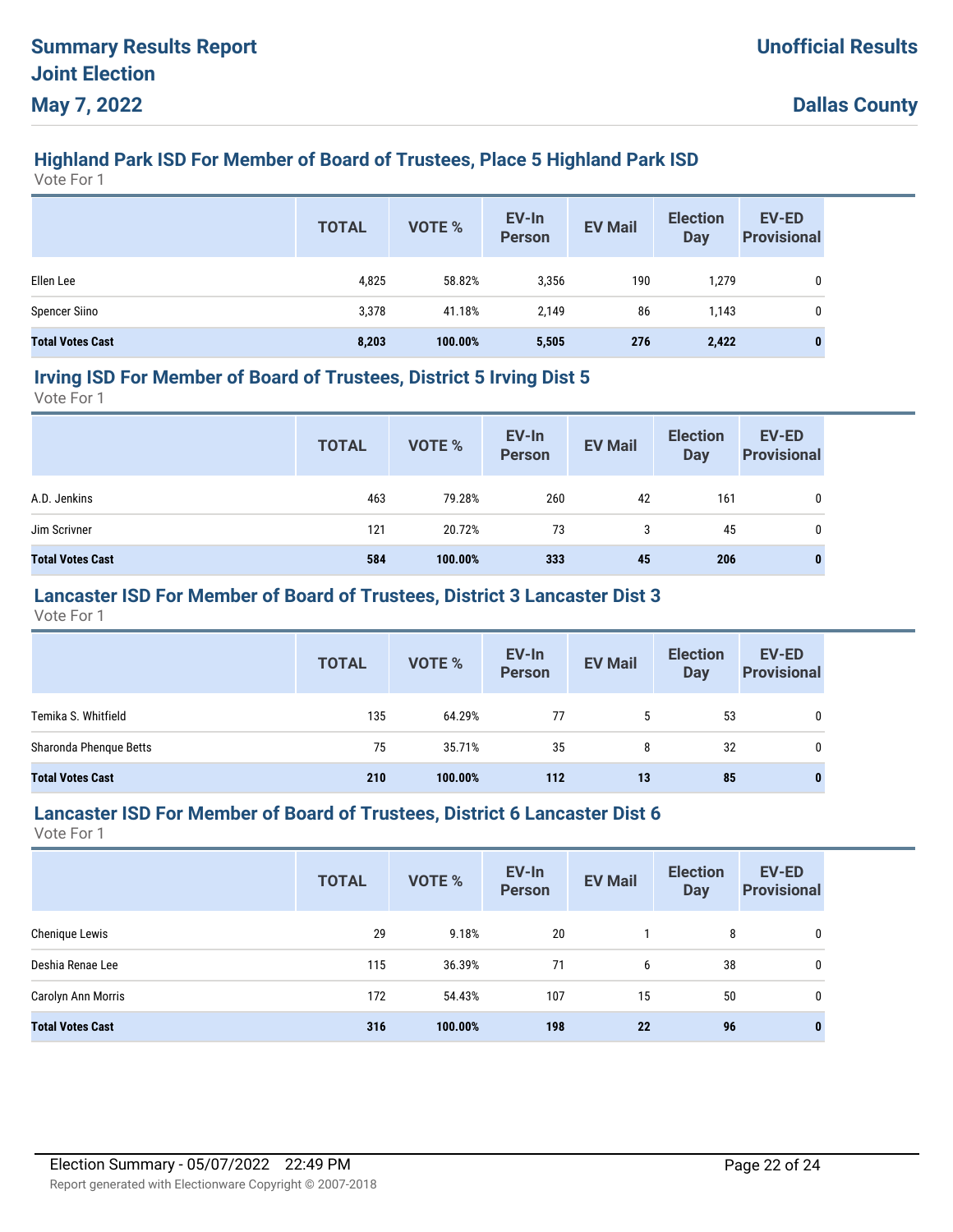## Highland Park ISD For Member of Board of Trustees, Place 5 Highland Park ISD

Vote For 1

| | TOTAL | VOTE % | EV-In Person | EV Mail | Election Day | EV-ED Provisional |
|---|---|---|---|---|---|---|
| Ellen Lee | 4,825 | 58.82% | 3,356 | 190 | 1,279 | 0 |
| Spencer Siino | 3,378 | 41.18% | 2,149 | 86 | 1,143 | 0 |
| **Total Votes Cast** | **8,203** | **100.00%** | **5,505** | **276** | **2,422** | **0** |

## Irving ISD For Member of Board of Trustees, District 5 Irving Dist 5

Vote For 1

| | TOTAL | VOTE % | EV-In Person | EV Mail | Election Day | EV-ED Provisional |
|---|---|---|---|---|---|---|
| A.D. Jenkins | 463 | 79.28% | 260 | 42 | 161 | 0 |
| Jim Scrivner | 121 | 20.72% | 73 | 3 | 45 | 0 |
| **Total Votes Cast** | **584** | **100.00%** | **333** | **45** | **206** | **0** |

## Lancaster ISD For Member of Board of Trustees, District 3 Lancaster Dist 3

Vote For 1

| | TOTAL | VOTE % | EV-In Person | EV Mail | Election Day | EV-ED Provisional |
|---|---|---|---|---|---|---|
| Temika S. Whitfield | 135 | 64.29% | 77 | 5 | 53 | 0 |
| Sharonda Phenque Betts | 75 | 35.71% | 35 | 8 | 32 | 0 |
| **Total Votes Cast** | **210** | **100.00%** | **112** | **13** | **85** | **0** |

## Lancaster ISD For Member of Board of Trustees, District 6 Lancaster Dist 6

Vote For 1

| | TOTAL | VOTE % | EV-In Person | EV Mail | Election Day | EV-ED Provisional |
|---|---|---|---|---|---|---|
| Chenique Lewis | 29 | 9.18% | 20 | 1 | 8 | 0 |
| Deshia Renae Lee | 115 | 36.39% | 71 | 6 | 38 | 0 |
| Carolyn Ann Morris | 172 | 54.43% | 107 | 15 | 50 | 0 |
| **Total Votes Cast** | **316** | **100.00%** | **198** | **22** | **96** | **0** |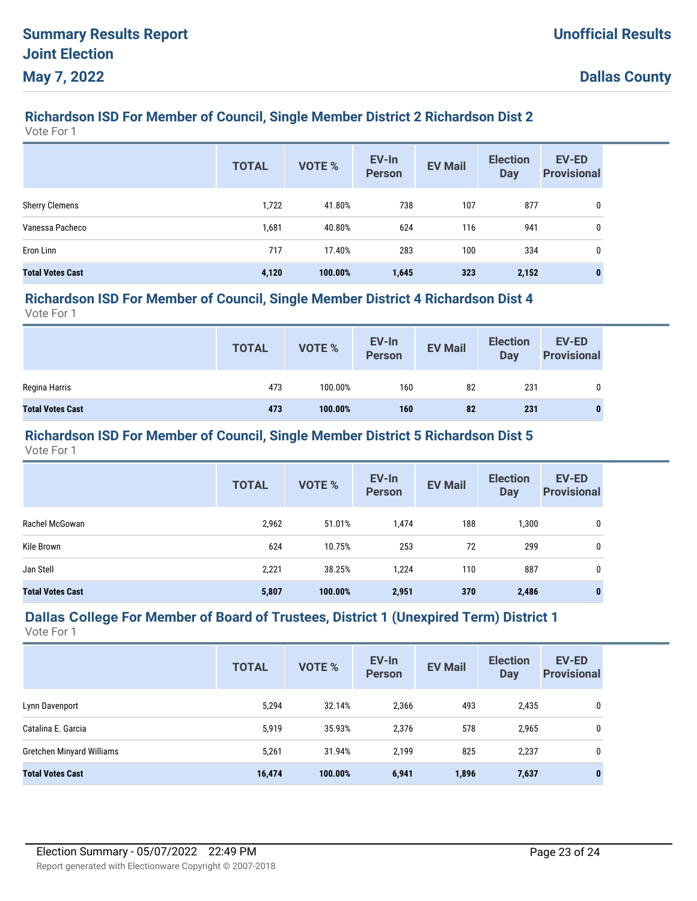# Summary Results Report
# Joint Election
# May 7, 2022

**Unofficial Results**

**Dallas County**

### Richardson ISD For Member of Council, Single Member District 2 Richardson Dist 2

Vote For 1

| | TOTAL | VOTE % | EV-In Person | EV Mail | Election Day | EV-ED Provisional |
|---|---|---|---|---|---|---|
| Sherry Clemens | 1,722 | 41.80% | 738 | 107 | 877 | 0 |
| Vanessa Pacheco | 1,681 | 40.80% | 624 | 116 | 941 | 0 |
| Eron Linn | 717 | 17.40% | 283 | 100 | 334 | 0 |
| **Total Votes Cast** | **4,120** | **100.00%** | **1,645** | **323** | **2,152** | **0** |

### Richardson ISD For Member of Council, Single Member District 4 Richardson Dist 4

Vote For 1

| | TOTAL | VOTE % | EV-In Person | EV Mail | Election Day | EV-ED Provisional |
|---|---|---|---|---|---|---|
| Regina Harris | 473 | 100.00% | 160 | 82 | 231 | 0 |
| **Total Votes Cast** | **473** | **100.00%** | **160** | **82** | **231** | **0** |

### Richardson ISD For Member of Council, Single Member District 5 Richardson Dist 5

Vote For 1

| | TOTAL | VOTE % | EV-In Person | EV Mail | Election Day | EV-ED Provisional |
|---|---|---|---|---|---|---|
| Rachel McGowan | 2,962 | 51.01% | 1,474 | 188 | 1,300 | 0 |
| Kile Brown | 624 | 10.75% | 253 | 72 | 299 | 0 |
| Jan Stell | 2,221 | 38.25% | 1,224 | 110 | 887 | 0 |
| **Total Votes Cast** | **5,807** | **100.00%** | **2,951** | **370** | **2,486** | **0** |

### Dallas College For Member of Board of Trustees, District 1 (Unexpired Term) District 1

Vote For 1

| | TOTAL | VOTE % | EV-In Person | EV Mail | Election Day | EV-ED Provisional |
|---|---|---|---|---|---|---|
| Lynn Davenport | 5,294 | 32.14% | 2,366 | 493 | 2,435 | 0 |
| Catalina E. Garcia | 5,919 | 35.93% | 2,376 | 578 | 2,965 | 0 |
| Gretchen Minyard Williams | 5,261 | 31.94% | 2,199 | 825 | 2,237 | 0 |
| **Total Votes Cast** | **16,474** | **100.00%** | **6,941** | **1,896** | **7,637** | **0** |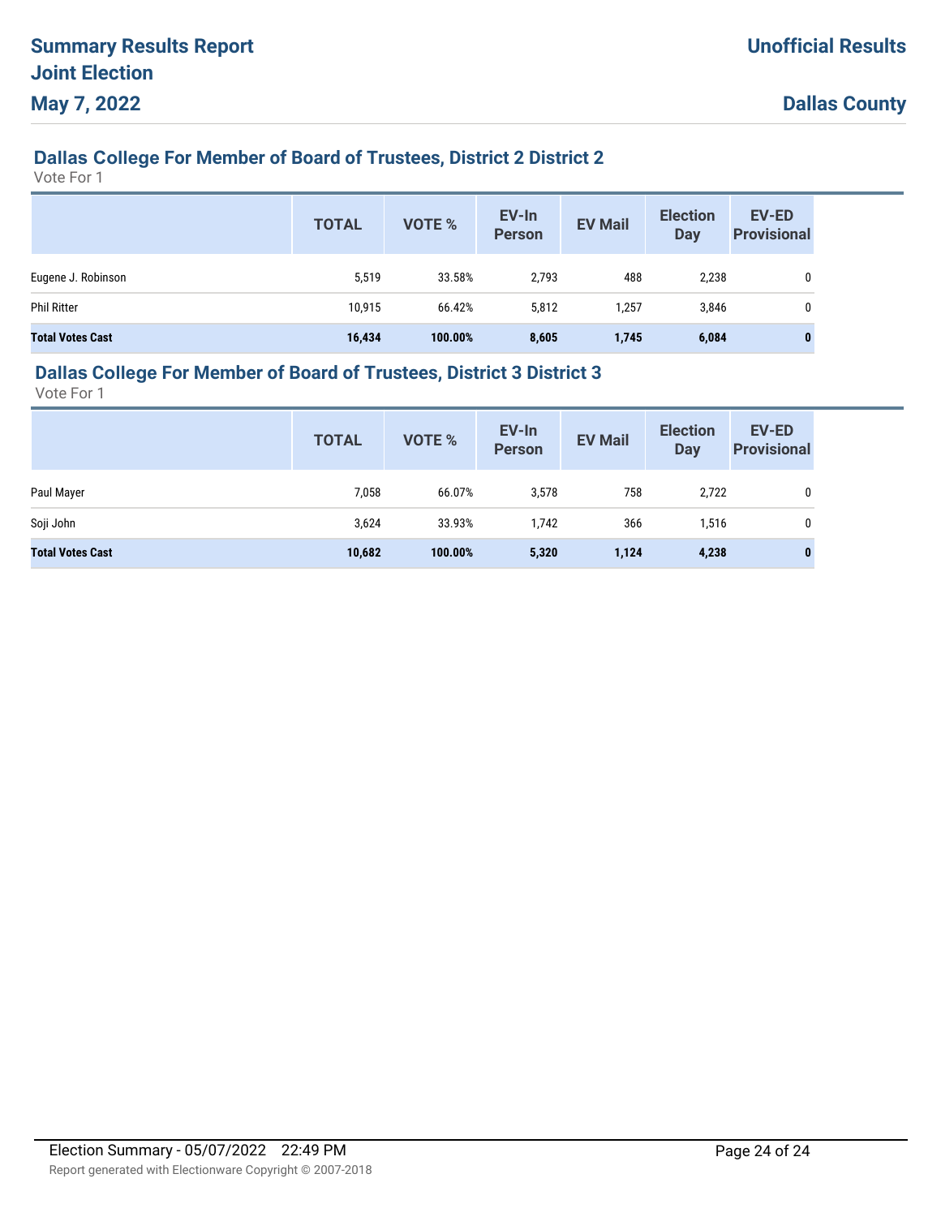## Dallas College For Member of Board of Trustees, District 2 District 2

Vote For 1

| | TOTAL | VOTE % | EV-In Person | EV Mail | Election Day | EV-ED Provisional |
|---|---|---|---|---|---|---|
| Eugene J. Robinson | 5,519 | 33.58% | 2,793 | 488 | 2,238 | 0 |
| Phil Ritter | 10,915 | 66.42% | 5,812 | 1,257 | 3,846 | 0 |
| **Total Votes Cast** | **16,434** | **100.00%** | **8,605** | **1,745** | **6,084** | **0** |

## Dallas College For Member of Board of Trustees, District 3 District 3

Vote For 1

| | TOTAL | VOTE % | EV-In Person | EV Mail | Election Day | EV-ED Provisional |
|---|---|---|---|---|---|---|
| Paul Mayer | 7,058 | 66.07% | 3,578 | 758 | 2,722 | 0 |
| Soji John | 3,624 | 33.93% | 1,742 | 366 | 1,516 | 0 |
| **Total Votes Cast** | **10,682** | **100.00%** | **5,320** | **1,124** | **4,238** | **0** |